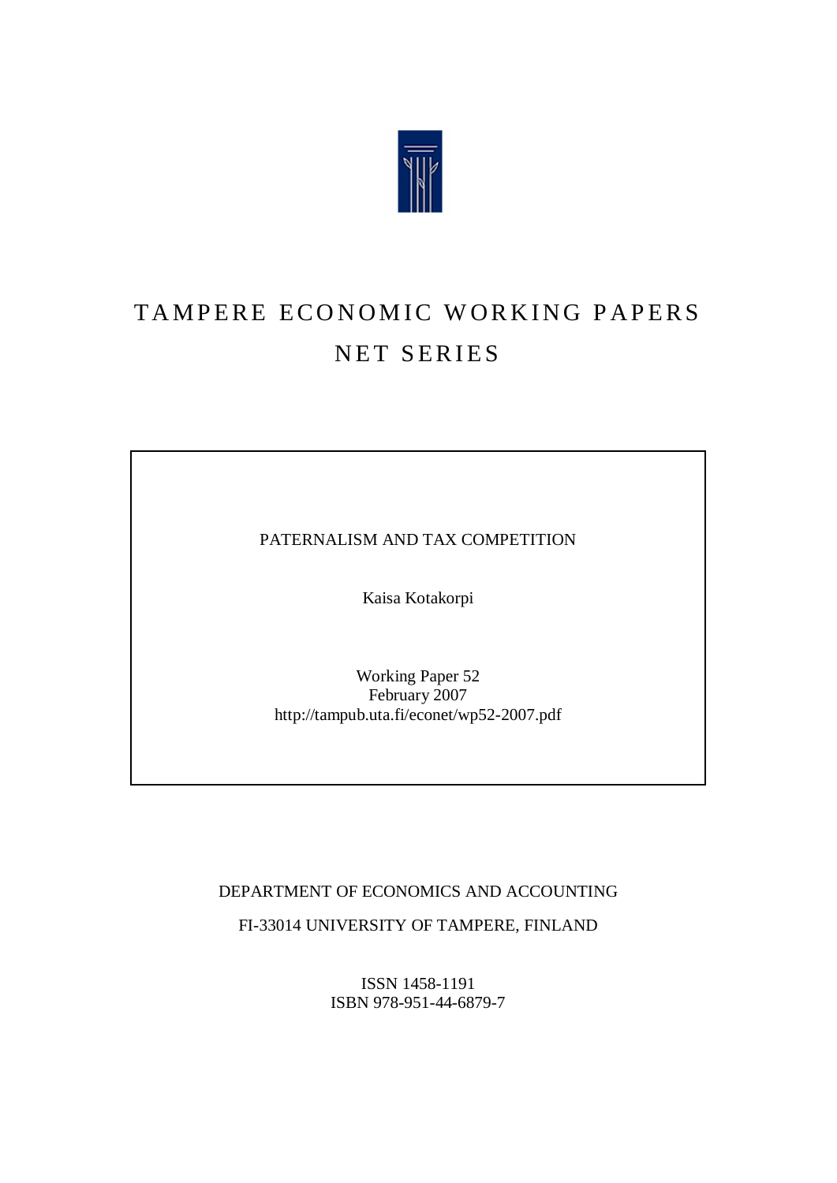# TAMPERE ECONOMIC WORKING PAPERS
## NET SERIES

PATERNALISM AND TAX COMPETITION

Kaisa Kotakorpi

Working Paper 52
February 2007
http://tampub.uta.fi/econet/wp52-2007.pdf

DEPARTMENT OF ECONOMICS AND ACCOUNTING

FI-33014 UNIVERSITY OF TAMPERE, FINLAND

ISSN 1458-1191
ISBN 978-951-44-6879-7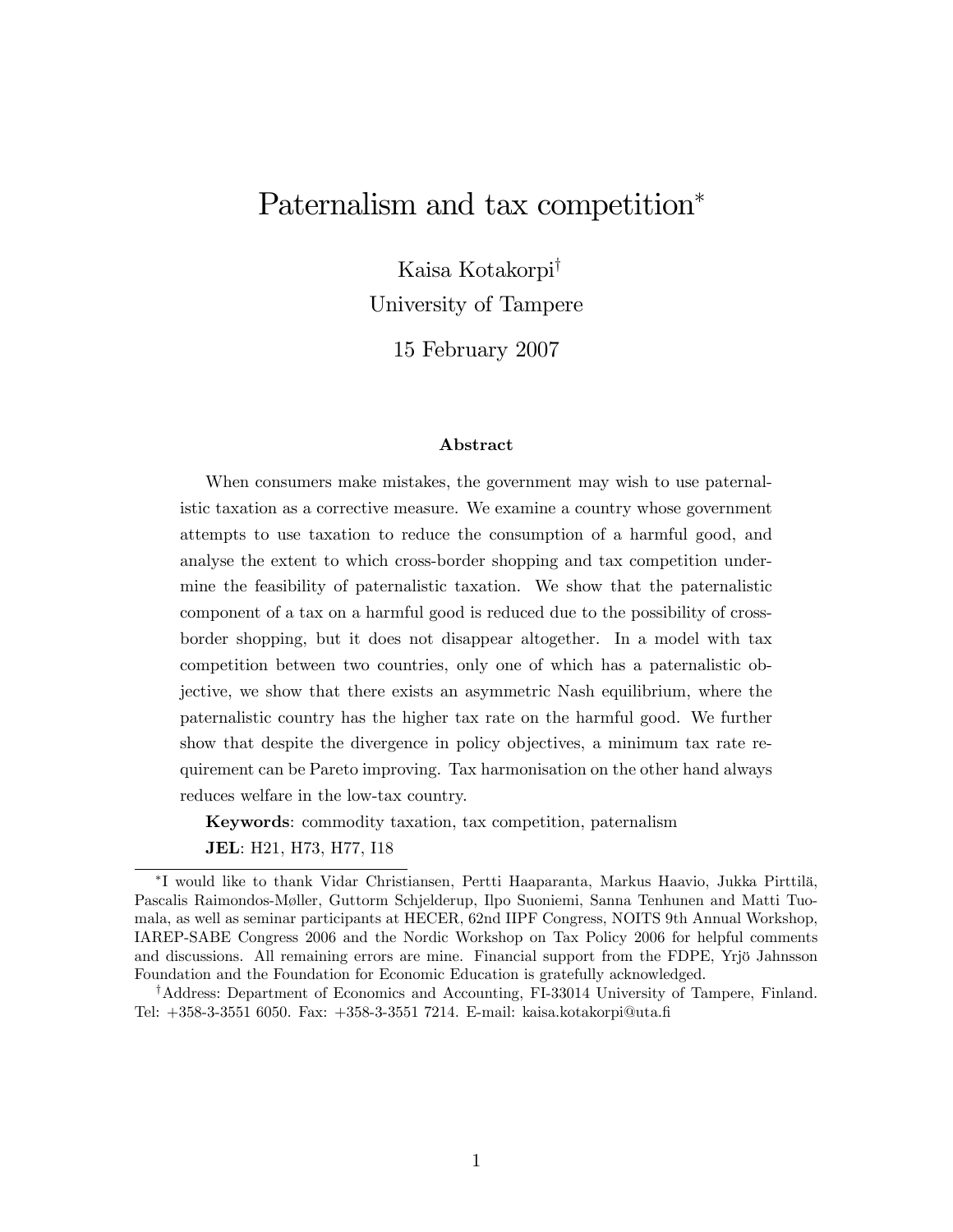# Paternalism and tax competition*

Kaisa Kotakorpi[†]

University of Tampere

15 February 2007

### Abstract

When consumers make mistakes, the government may wish to use paternalistic taxation as a corrective measure. We examine a country whose government attempts to use taxation to reduce the consumption of a harmful good, and analyse the extent to which cross-border shopping and tax competition undermine the feasibility of paternalistic taxation. We show that the paternalistic component of a tax on a harmful good is reduced due to the possibility of cross-border shopping, but it does not disappear altogether. In a model with tax competition between two countries, only one of which has a paternalistic objective, we show that there exists an asymmetric Nash equilibrium, where the paternalistic country has the higher tax rate on the harmful good. We further show that despite the divergence in policy objectives, a minimum tax rate requirement can be Pareto improving. Tax harmonisation on the other hand always reduces welfare in the low-tax country.

**Keywords**: commodity taxation, tax competition, paternalism

**JEL**: H21, H73, H77, I18

---

*I would like to thank Vidar Christiansen, Pertti Haaparanta, Markus Haavio, Jukka Pirttilä, Pascalis Raimondos-Møller, Guttorm Schjelderup, Ilpo Suoniemi, Sanna Tenhunen and Matti Tuomala, as well as seminar participants at HECER, 62nd IIPF Congress, NOITS 9th Annual Workshop, IAREP-SABE Congress 2006 and the Nordic Workshop on Tax Policy 2006 for helpful comments and discussions. All remaining errors are mine. Financial support from the FDPE, Yrjö Jahnsson Foundation and the Foundation for Economic Education is gratefully acknowledged.

†Address: Department of Economics and Accounting, FI-33014 University of Tampere, Finland. Tel: +358-3-3551 6050. Fax: +358-3-3551 7214. E-mail: kaisa.kotakorpi@uta.fi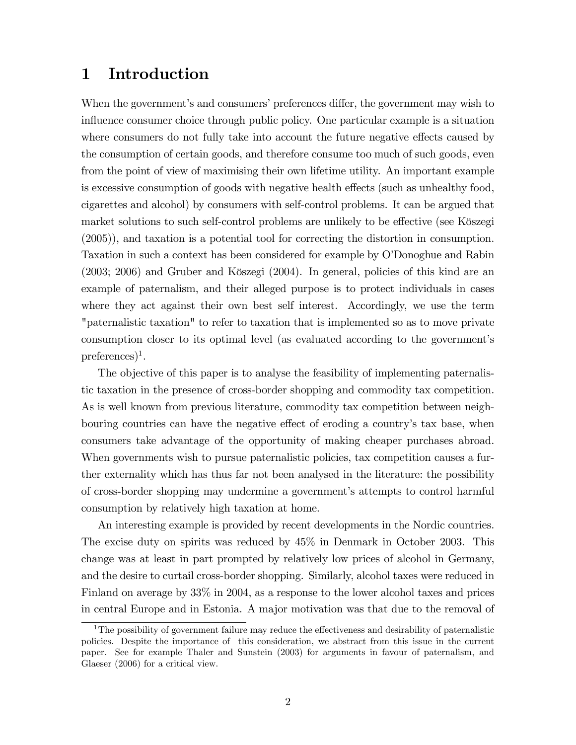# 1 Introduction

When the government's and consumers' preferences differ, the government may wish to influence consumer choice through public policy. One particular example is a situation where consumers do not fully take into account the future negative effects caused by the consumption of certain goods, and therefore consume too much of such goods, even from the point of view of maximising their own lifetime utility. An important example is excessive consumption of goods with negative health effects (such as unhealthy food, cigarettes and alcohol) by consumers with self-control problems. It can be argued that market solutions to such self-control problems are unlikely to be effective (see Köszegi (2005)), and taxation is a potential tool for correcting the distortion in consumption. Taxation in such a context has been considered for example by O'Donoghue and Rabin (2003; 2006) and Gruber and Köszegi (2004). In general, policies of this kind are an example of paternalism, and their alleged purpose is to protect individuals in cases where they act against their own best self interest. Accordingly, we use the term "paternalistic taxation" to refer to taxation that is implemented so as to move private consumption closer to its optimal level (as evaluated according to the government's preferences)[1].

The objective of this paper is to analyse the feasibility of implementing paternalistic taxation in the presence of cross-border shopping and commodity tax competition. As is well known from previous literature, commodity tax competition between neighbouring countries can have the negative effect of eroding a country's tax base, when consumers take advantage of the opportunity of making cheaper purchases abroad. When governments wish to pursue paternalistic policies, tax competition causes a further externality which has thus far not been analysed in the literature: the possibility of cross-border shopping may undermine a government's attempts to control harmful consumption by relatively high taxation at home.

An interesting example is provided by recent developments in the Nordic countries. The excise duty on spirits was reduced by 45% in Denmark in October 2003. This change was at least in part prompted by relatively low prices of alcohol in Germany, and the desire to curtail cross-border shopping. Similarly, alcohol taxes were reduced in Finland on average by 33% in 2004, as a response to the lower alcohol taxes and prices in central Europe and in Estonia. A major motivation was that due to the removal of

[1] The possibility of government failure may reduce the effectiveness and desirability of paternalistic policies. Despite the importance of this consideration, we abstract from this issue in the current paper. See for example Thaler and Sunstein (2003) for arguments in favour of paternalism, and Glaeser (2006) for a critical view.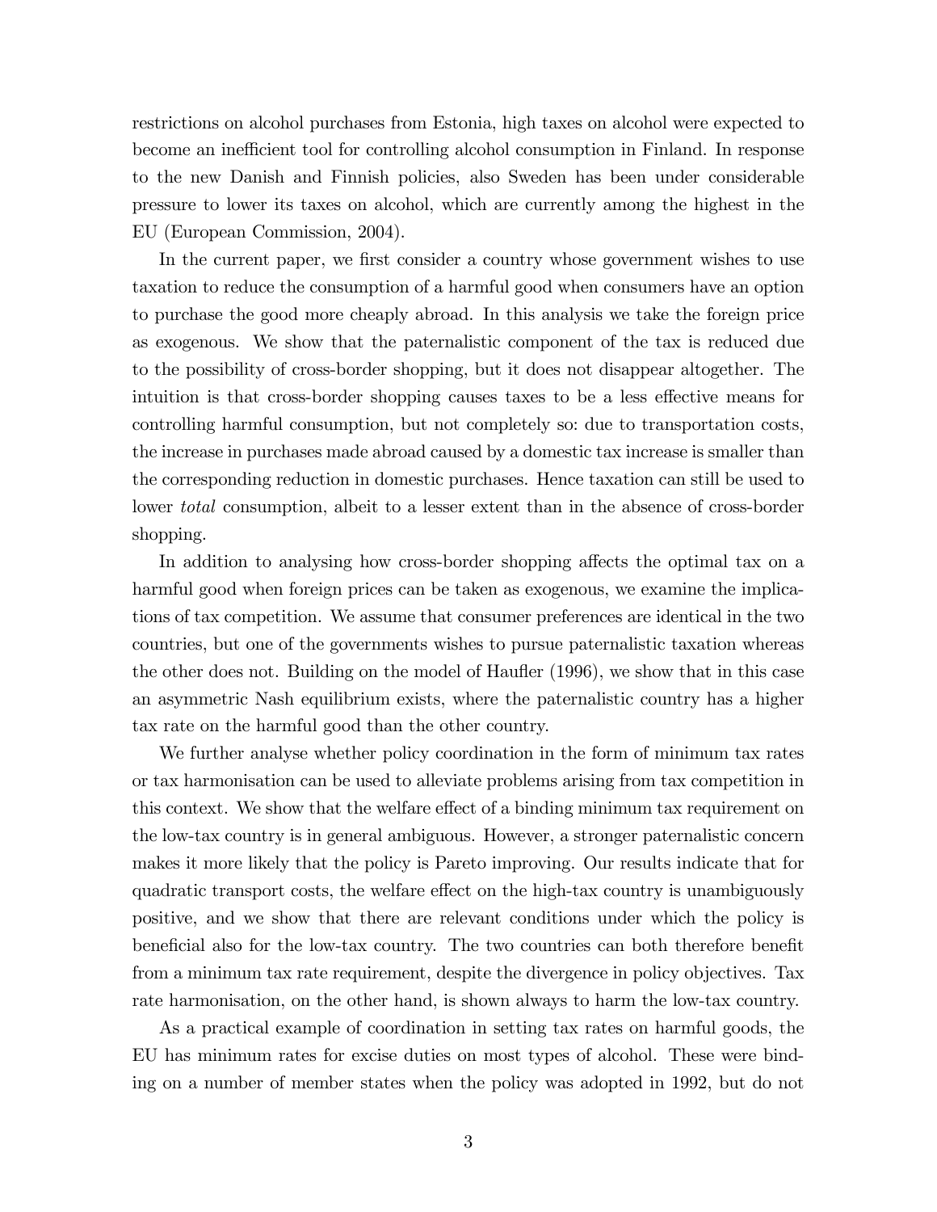restrictions on alcohol purchases from Estonia, high taxes on alcohol were expected to become an inefficient tool for controlling alcohol consumption in Finland. In response to the new Danish and Finnish policies, also Sweden has been under considerable pressure to lower its taxes on alcohol, which are currently among the highest in the EU (European Commission, 2004).

In the current paper, we first consider a country whose government wishes to use taxation to reduce the consumption of a harmful good when consumers have an option to purchase the good more cheaply abroad. In this analysis we take the foreign price as exogenous. We show that the paternalistic component of the tax is reduced due to the possibility of cross-border shopping, but it does not disappear altogether. The intuition is that cross-border shopping causes taxes to be a less effective means for controlling harmful consumption, but not completely so: due to transportation costs, the increase in purchases made abroad caused by a domestic tax increase is smaller than the corresponding reduction in domestic purchases. Hence taxation can still be used to lower *total* consumption, albeit to a lesser extent than in the absence of cross-border shopping.

In addition to analysing how cross-border shopping affects the optimal tax on a harmful good when foreign prices can be taken as exogenous, we examine the implications of tax competition. We assume that consumer preferences are identical in the two countries, but one of the governments wishes to pursue paternalistic taxation whereas the other does not. Building on the model of Haufler (1996), we show that in this case an asymmetric Nash equilibrium exists, where the paternalistic country has a higher tax rate on the harmful good than the other country.

We further analyse whether policy coordination in the form of minimum tax rates or tax harmonisation can be used to alleviate problems arising from tax competition in this context. We show that the welfare effect of a binding minimum tax requirement on the low-tax country is in general ambiguous. However, a stronger paternalistic concern makes it more likely that the policy is Pareto improving. Our results indicate that for quadratic transport costs, the welfare effect on the high-tax country is unambiguously positive, and we show that there are relevant conditions under which the policy is beneficial also for the low-tax country. The two countries can both therefore benefit from a minimum tax rate requirement, despite the divergence in policy objectives. Tax rate harmonisation, on the other hand, is shown always to harm the low-tax country.

As a practical example of coordination in setting tax rates on harmful goods, the EU has minimum rates for excise duties on most types of alcohol. These were binding on a number of member states when the policy was adopted in 1992, but do not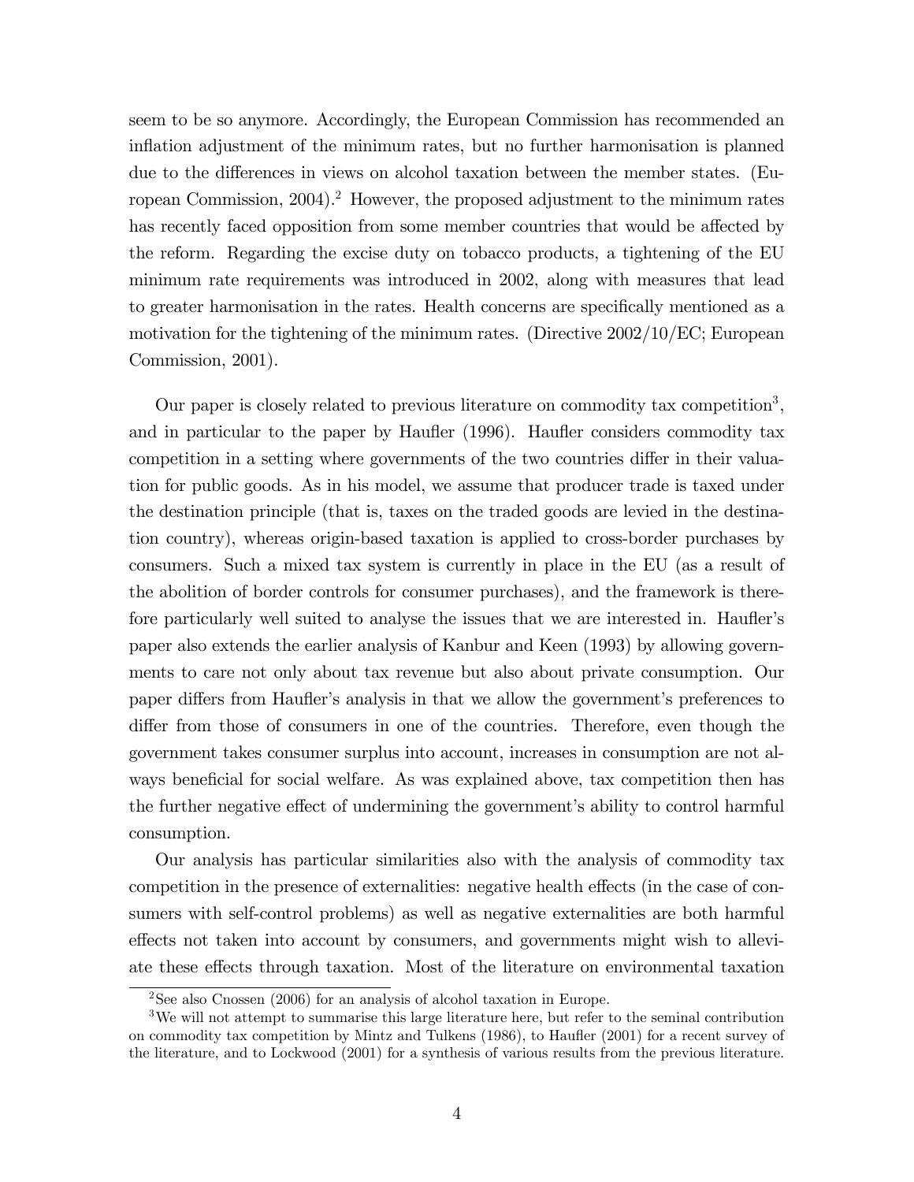seem to be so anymore. Accordingly, the European Commission has recommended an inflation adjustment of the minimum rates, but no further harmonisation is planned due to the differences in views on alcohol taxation between the member states. (European Commission, 2004).[2] However, the proposed adjustment to the minimum rates has recently faced opposition from some member countries that would be affected by the reform. Regarding the excise duty on tobacco products, a tightening of the EU minimum rate requirements was introduced in 2002, along with measures that lead to greater harmonisation in the rates. Health concerns are specifically mentioned as a motivation for the tightening of the minimum rates. (Directive 2002/10/EC; European Commission, 2001).

Our paper is closely related to previous literature on commodity tax competition[3], and in particular to the paper by Haufler (1996). Haufler considers commodity tax competition in a setting where governments of the two countries differ in their valuation for public goods. As in his model, we assume that producer trade is taxed under the destination principle (that is, taxes on the traded goods are levied in the destination country), whereas origin-based taxation is applied to cross-border purchases by consumers. Such a mixed tax system is currently in place in the EU (as a result of the abolition of border controls for consumer purchases), and the framework is therefore particularly well suited to analyse the issues that we are interested in. Haufler's paper also extends the earlier analysis of Kanbur and Keen (1993) by allowing governments to care not only about tax revenue but also about private consumption. Our paper differs from Haufler's analysis in that we allow the government's preferences to differ from those of consumers in one of the countries. Therefore, even though the government takes consumer surplus into account, increases in consumption are not always beneficial for social welfare. As was explained above, tax competition then has the further negative effect of undermining the government's ability to control harmful consumption.

Our analysis has particular similarities also with the analysis of commodity tax competition in the presence of externalities: negative health effects (in the case of consumers with self-control problems) as well as negative externalities are both harmful effects not taken into account by consumers, and governments might wish to alleviate these effects through taxation. Most of the literature on environmental taxation

[2] See also Cnossen (2006) for an analysis of alcohol taxation in Europe.

[3] We will not attempt to summarise this large literature here, but refer to the seminal contribution on commodity tax competition by Mintz and Tulkens (1986), to Haufler (2001) for a recent survey of the literature, and to Lockwood (2001) for a synthesis of various results from the previous literature.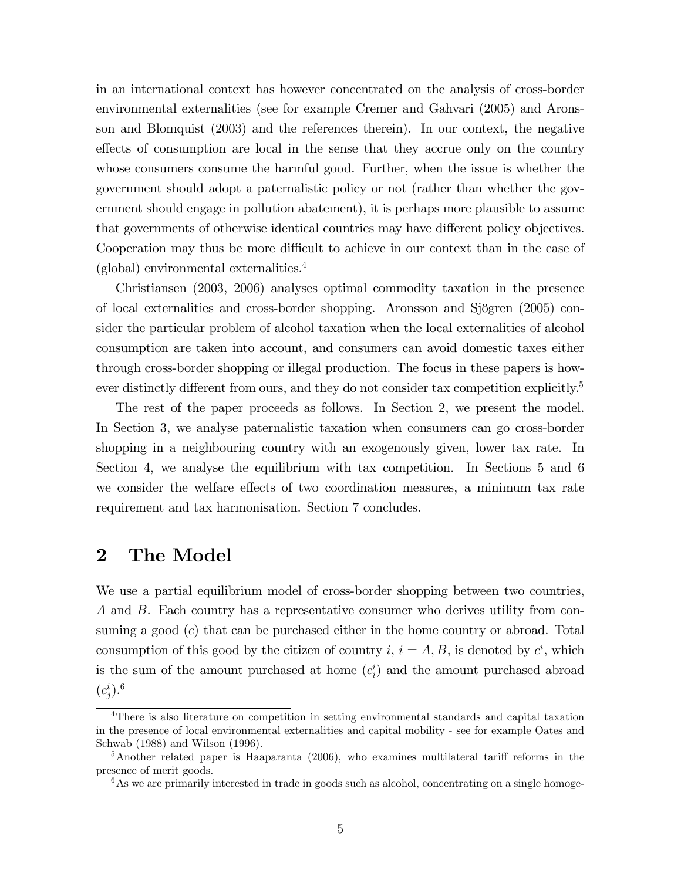in an international context has however concentrated on the analysis of cross-border environmental externalities (see for example Cremer and Gahvari (2005) and Aronsson and Blomquist (2003) and the references therein). In our context, the negative effects of consumption are local in the sense that they accrue only on the country whose consumers consume the harmful good. Further, when the issue is whether the government should adopt a paternalistic policy or not (rather than whether the government should engage in pollution abatement), it is perhaps more plausible to assume that governments of otherwise identical countries may have different policy objectives. Cooperation may thus be more difficult to achieve in our context than in the case of (global) environmental externalities.[4]

Christiansen (2003, 2006) analyses optimal commodity taxation in the presence of local externalities and cross-border shopping. Aronsson and Sjögren (2005) consider the particular problem of alcohol taxation when the local externalities of alcohol consumption are taken into account, and consumers can avoid domestic taxes either through cross-border shopping or illegal production. The focus in these papers is however distinctly different from ours, and they do not consider tax competition explicitly.[5]

The rest of the paper proceeds as follows. In Section 2, we present the model. In Section 3, we analyse paternalistic taxation when consumers can go cross-border shopping in a neighbouring country with an exogenously given, lower tax rate. In Section 4, we analyse the equilibrium with tax competition. In Sections 5 and 6 we consider the welfare effects of two coordination measures, a minimum tax rate requirement and tax harmonisation. Section 7 concludes.

# 2 The Model

We use a partial equilibrium model of cross-border shopping between two countries, $A$ and $B$. Each country has a representative consumer who derives utility from consuming a good ($c$) that can be purchased either in the home country or abroad. Total consumption of this good by the citizen of country $i$, $i = A, B$, is denoted by $c^i$, which is the sum of the amount purchased at home ($c_i^i$) and the amount purchased abroad ($c_j^i$).[6]

---

[4] There is also literature on competition in setting environmental standards and capital taxation in the presence of local environmental externalities and capital mobility - see for example Oates and Schwab (1988) and Wilson (1996).

[5] Another related paper is Haaparanta (2006), who examines multilateral tariff reforms in the presence of merit goods.

[6] As we are primarily interested in trade in goods such as alcohol, concentrating on a single homoge-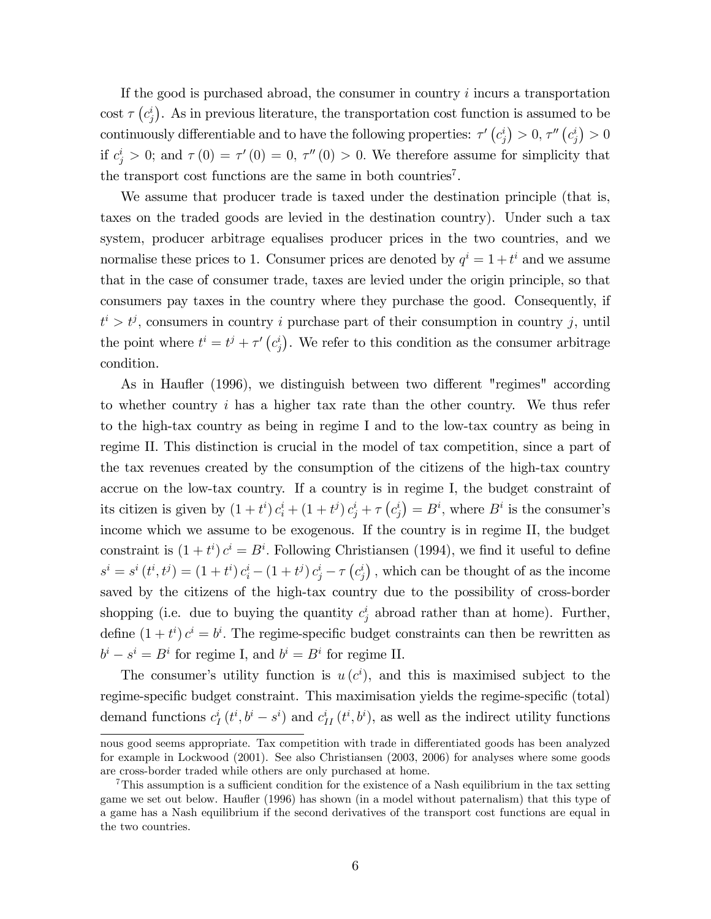If the good is purchased abroad, the consumer in country $i$ incurs a transportation cost $\tau\left(c_j^i\right)$. As in previous literature, the transportation cost function is assumed to be continuously differentiable and to have the following properties: $\tau'\left(c_j^i\right) > 0$, $\tau''\left(c_j^i\right) > 0$ if $c_j^i > 0$; and $\tau(0) = \tau'(0) = 0$, $\tau''(0) > 0$. We therefore assume for simplicity that the transport cost functions are the same in both countries[7].

We assume that producer trade is taxed under the destination principle (that is, taxes on the traded goods are levied in the destination country). Under such a tax system, producer arbitrage equalises producer prices in the two countries, and we normalise these prices to 1. Consumer prices are denoted by $q^i = 1 + t^i$ and we assume that in the case of consumer trade, taxes are levied under the origin principle, so that consumers pay taxes in the country where they purchase the good. Consequently, if $t^i > t^j$, consumers in country $i$ purchase part of their consumption in country $j$, until the point where $t^i = t^j + \tau'\left(c_j^i\right)$. We refer to this condition as the consumer arbitrage condition.

As in Haufler (1996), we distinguish between two different "regimes" according to whether country $i$ has a higher tax rate than the other country. We thus refer to the high-tax country as being in regime I and to the low-tax country as being in regime II. This distinction is crucial in the model of tax competition, since a part of the tax revenues created by the consumption of the citizens of the high-tax country accrue on the low-tax country. If a country is in regime I, the budget constraint of its citizen is given by $(1 + t^i)\, c_i^i + (1 + t^j)\, c_j^i + \tau\left(c_j^i\right) = B^i$, where $B^i$ is the consumer's income which we assume to be exogenous. If the country is in regime II, the budget constraint is $(1 + t^i)\, c^i = B^i$. Following Christiansen (1994), we find it useful to define $s^i = s^i\left(t^i, t^j\right) = (1 + t^i)\, c_i^i - (1 + t^j)\, c_j^i - \tau\left(c_j^i\right)$, which can be thought of as the income saved by the citizens of the high-tax country due to the possibility of cross-border shopping (i.e. due to buying the quantity $c_j^i$ abroad rather than at home). Further, define $(1 + t^i)\, c^i = b^i$. The regime-specific budget constraints can then be rewritten as $b^i - s^i = B^i$ for regime I, and $b^i = B^i$ for regime II.

The consumer's utility function is $u\left(c^i\right)$, and this is maximised subject to the regime-specific budget constraint. This maximisation yields the regime-specific (total) demand functions $c_I^i\left(t^i, b^i - s^i\right)$ and $c_{II}^i\left(t^i, b^i\right)$, as well as the indirect utility functions

nous good seems appropriate. Tax competition with trade in differentiated goods has been analyzed for example in Lockwood (2001). See also Christiansen (2003, 2006) for analyses where some goods are cross-border traded while others are only purchased at home.

[7] This assumption is a sufficient condition for the existence of a Nash equilibrium in the tax setting game we set out below. Haufler (1996) has shown (in a model without paternalism) that this type of a game has a Nash equilibrium if the second derivatives of the transport cost functions are equal in the two countries.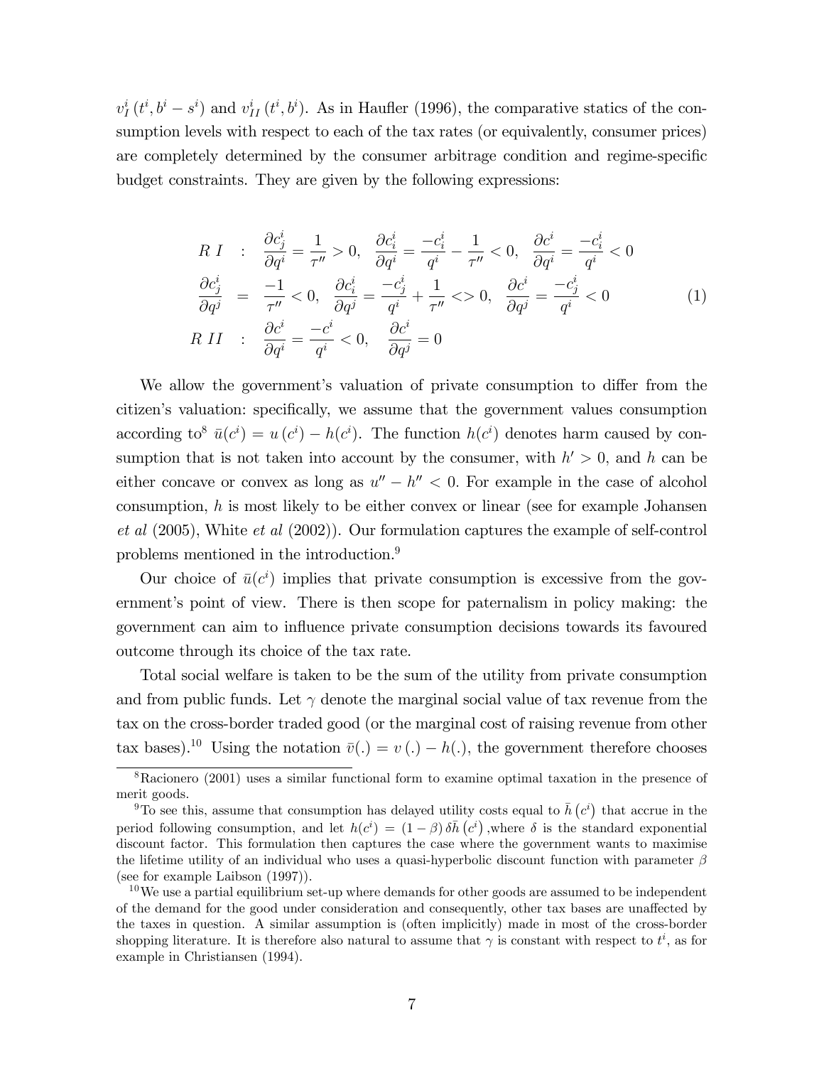$v_I^i(t^i, b^i - s^i)$ and $v_{II}^i(t^i, b^i)$. As in Haufler (1996), the comparative statics of the consumption levels with respect to each of the tax rates (or equivalently, consumer prices) are completely determined by the consumer arbitrage condition and regime-specific budget constraints. They are given by the following expressions:

$$
\begin{aligned}
R\ I \quad &: \quad \frac{\partial c_j^i}{\partial q^i} = \frac{1}{\tau''} > 0, \quad \frac{\partial c_i^i}{\partial q^i} = \frac{-c_i^i}{q^i} - \frac{1}{\tau''} < 0, \quad \frac{\partial c^i}{\partial q^i} = \frac{-c_i^i}{q^i} < 0 \\
\frac{\partial c_j^i}{\partial q^j} \quad &= \quad \frac{-1}{\tau''} < 0, \quad \frac{\partial c_i^i}{\partial q^j} = \frac{-c_j^i}{q^i} + \frac{1}{\tau''} <> 0, \quad \frac{\partial c^i}{\partial q^j} = \frac{-c_j^i}{q^i} < 0 \\
R\ II \quad &: \quad \frac{\partial c^i}{\partial q^i} = \frac{-c^i}{q^i} < 0, \quad \frac{\partial c^i}{\partial q^j} = 0
\end{aligned} \tag{1}
$$

We allow the government's valuation of private consumption to differ from the citizen's valuation: specifically, we assume that the government values consumption according to[8] $\bar{u}(c^i) = u(c^i) - h(c^i)$. The function $h(c^i)$ denotes harm caused by consumption that is not taken into account by the consumer, with $h' > 0$, and $h$ can be either concave or convex as long as $u'' - h'' < 0$. For example in the case of alcohol consumption, $h$ is most likely to be either convex or linear (see for example Johansen *et al* (2005), White *et al* (2002)). Our formulation captures the example of self-control problems mentioned in the introduction.[9]

Our choice of $\bar{u}(c^i)$ implies that private consumption is excessive from the government's point of view. There is then scope for paternalism in policy making: the government can aim to influence private consumption decisions towards its favoured outcome through its choice of the tax rate.

Total social welfare is taken to be the sum of the utility from private consumption and from public funds. Let $\gamma$ denote the marginal social value of tax revenue from the tax on the cross-border traded good (or the marginal cost of raising revenue from other tax bases).[10] Using the notation $\bar{v}(.) = v(.) - h(.)$, the government therefore chooses

[8] Racionero (2001) uses a similar functional form to examine optimal taxation in the presence of merit goods.

[9] To see this, assume that consumption has delayed utility costs equal to $\bar{h}(c^i)$ that accrue in the period following consumption, and let $h(c^i) = (1-\beta)\delta\bar{h}(c^i)$, where $\delta$ is the standard exponential discount factor. This formulation then captures the case where the government wants to maximise the lifetime utility of an individual who uses a quasi-hyperbolic discount function with parameter $\beta$ (see for example Laibson (1997)).

[10] We use a partial equilibrium set-up where demands for other goods are assumed to be independent of the demand for the good under consideration and consequently, other tax bases are unaffected by the taxes in question. A similar assumption is (often implicitly) made in most of the cross-border shopping literature. It is therefore also natural to assume that $\gamma$ is constant with respect to $t^i$, as for example in Christiansen (1994).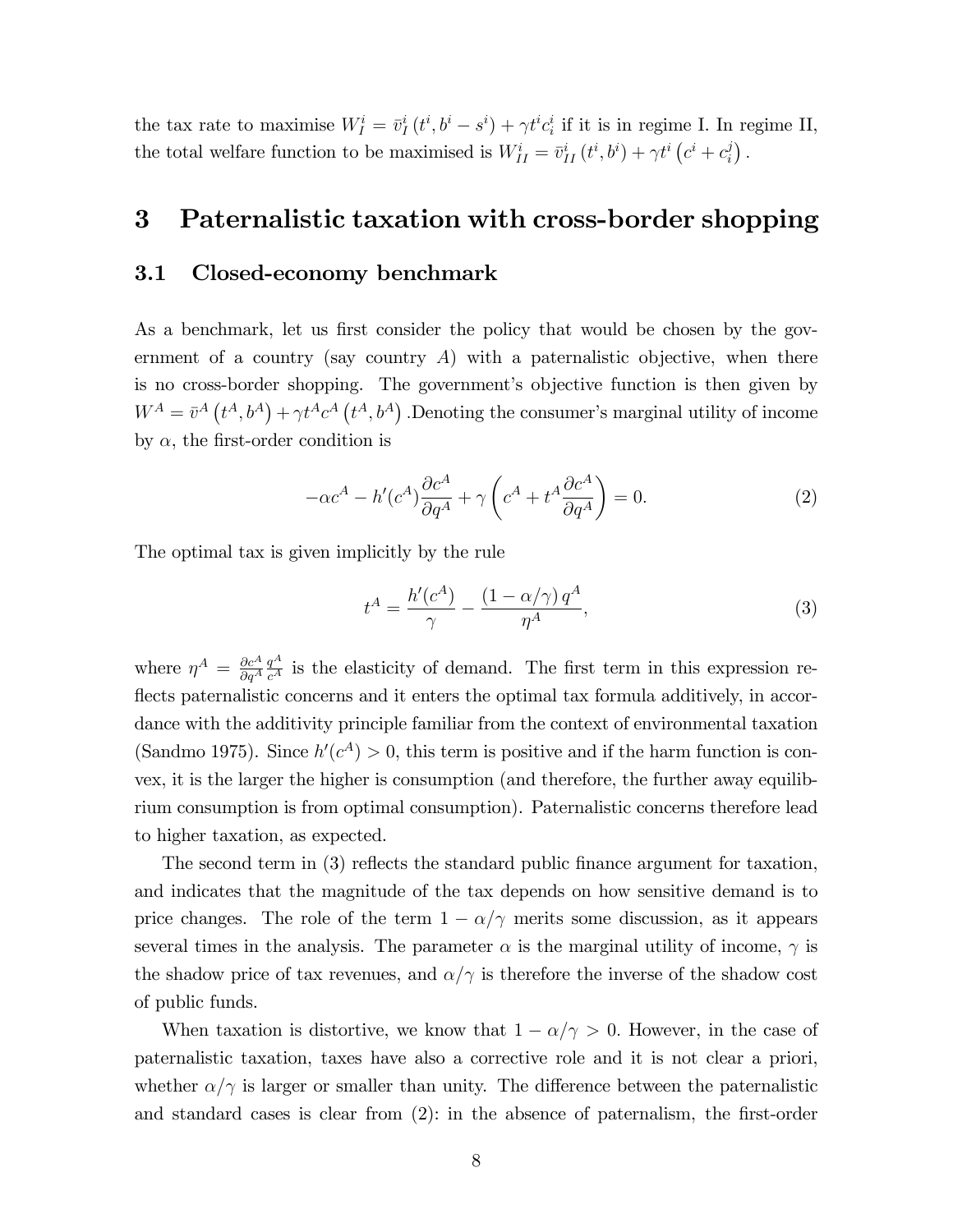the tax rate to maximise $W_I^i = \bar{v}_I^i(t^i, b^i - s^i) + \gamma t^i c_i^i$ if it is in regime I. In regime II, the total welfare function to be maximised is $W_{II}^i = \bar{v}_{II}^i(t^i, b^i) + \gamma t^i \left(c^i + c_i^j\right)$.

## 3 Paternalistic taxation with cross-border shopping

### 3.1 Closed-economy benchmark

As a benchmark, let us first consider the policy that would be chosen by the government of a country (say country $A$) with a paternalistic objective, when there is no cross-border shopping. The government's objective function is then given by $W^A = \bar{v}^A\left(t^A, b^A\right) + \gamma t^A c^A\left(t^A, b^A\right)$.Denoting the consumer's marginal utility of income by $\alpha$, the first-order condition is

$$-\alpha c^A - h'(c^A)\frac{\partial c^A}{\partial q^A} + \gamma\left(c^A + t^A\frac{\partial c^A}{\partial q^A}\right) = 0. \tag{2}$$

The optimal tax is given implicitly by the rule

$$t^A = \frac{h'(c^A)}{\gamma} - \frac{(1-\alpha/\gamma)\,q^A}{\eta^A}, \tag{3}$$

where $\eta^A = \frac{\partial c^A}{\partial q^A}\frac{q^A}{c^A}$ is the elasticity of demand. The first term in this expression reflects paternalistic concerns and it enters the optimal tax formula additively, in accordance with the additivity principle familiar from the context of environmental taxation (Sandmo 1975). Since $h'(c^A) > 0$, this term is positive and if the harm function is convex, it is the larger the higher is consumption (and therefore, the further away equilibrium consumption is from optimal consumption). Paternalistic concerns therefore lead to higher taxation, as expected.

The second term in (3) reflects the standard public finance argument for taxation, and indicates that the magnitude of the tax depends on how sensitive demand is to price changes. The role of the term $1 - \alpha/\gamma$ merits some discussion, as it appears several times in the analysis. The parameter $\alpha$ is the marginal utility of income, $\gamma$ is the shadow price of tax revenues, and $\alpha/\gamma$ is therefore the inverse of the shadow cost of public funds.

When taxation is distortive, we know that $1 - \alpha/\gamma > 0$. However, in the case of paternalistic taxation, taxes have also a corrective role and it is not clear a priori, whether $\alpha/\gamma$ is larger or smaller than unity. The difference between the paternalistic and standard cases is clear from (2): in the absence of paternalism, the first-order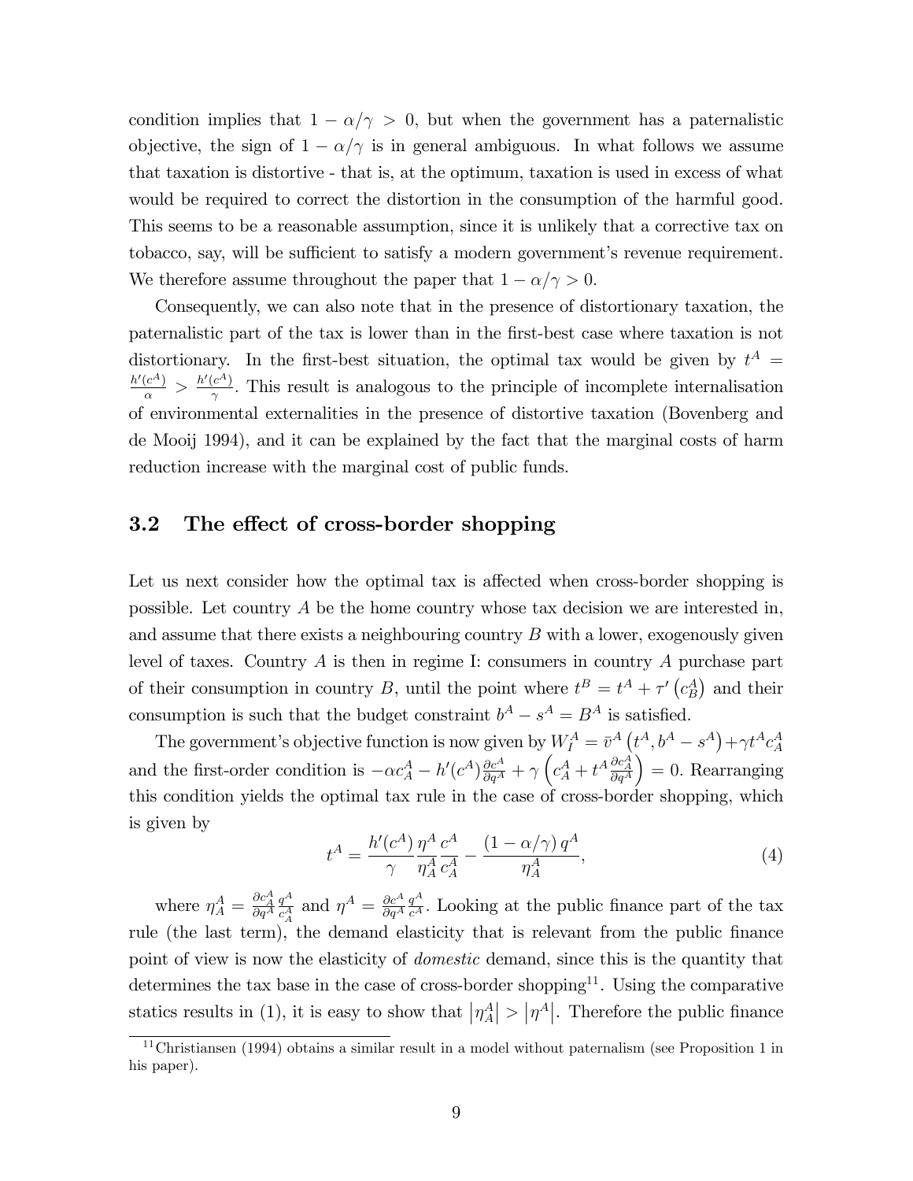condition implies that $1 - \alpha/\gamma > 0$, but when the government has a paternalistic objective, the sign of $1 - \alpha/\gamma$ is in general ambiguous. In what follows we assume that taxation is distortive - that is, at the optimum, taxation is used in excess of what would be required to correct the distortion in the consumption of the harmful good. This seems to be a reasonable assumption, since it is unlikely that a corrective tax on tobacco, say, will be sufficient to satisfy a modern government's revenue requirement. We therefore assume throughout the paper that $1 - \alpha/\gamma > 0$.

Consequently, we can also note that in the presence of distortionary taxation, the paternalistic part of the tax is lower than in the first-best case where taxation is not distortionary. In the first-best situation, the optimal tax would be given by $t^A = \frac{h'(c^A)}{\alpha} > \frac{h'(c^A)}{\gamma}$. This result is analogous to the principle of incomplete internalisation of environmental externalities in the presence of distortive taxation (Bovenberg and de Mooij 1994), and it can be explained by the fact that the marginal costs of harm reduction increase with the marginal cost of public funds.

## 3.2 The effect of cross-border shopping

Let us next consider how the optimal tax is affected when cross-border shopping is possible. Let country $A$ be the home country whose tax decision we are interested in, and assume that there exists a neighbouring country $B$ with a lower, exogenously given level of taxes. Country $A$ is then in regime I: consumers in country $A$ purchase part of their consumption in country $B$, until the point where $t^B = t^A + \tau'\left(c_B^A\right)$ and their consumption is such that the budget constraint $b^A - s^A = B^A$ is satisfied.

The government's objective function is now given by $W_I^A = \bar{v}^A\left(t^A, b^A - s^A\right) + \gamma t^A c_A^A$ and the first-order condition is $-\alpha c_A^A - h'(c^A)\frac{\partial c^A}{\partial q^A} + \gamma\left(c_A^A + t^A \frac{\partial c_A^A}{\partial q^A}\right) = 0$. Rearranging this condition yields the optimal tax rule in the case of cross-border shopping, which is given by

$$t^A = \frac{h'(c^A)}{\gamma}\frac{\eta^A}{\eta_A^A}\frac{c^A}{c_A^A} - \frac{(1-\alpha/\gamma)\, q^A}{\eta_A^A}, \tag{4}$$

where $\eta_A^A = \frac{\partial c_A^A}{\partial q^A}\frac{q^A}{c_A^A}$ and $\eta^A = \frac{\partial c^A}{\partial q^A}\frac{q^A}{c^A}$. Looking at the public finance part of the tax rule (the last term), the demand elasticity that is relevant from the public finance point of view is now the elasticity of *domestic* demand, since this is the quantity that determines the tax base in the case of cross-border shopping[11]. Using the comparative statics results in (1), it is easy to show that $\left|\eta_A^A\right| > \left|\eta^A\right|$. Therefore the public finance

[11] Christiansen (1994) obtains a similar result in a model without paternalism (see Proposition 1 in his paper).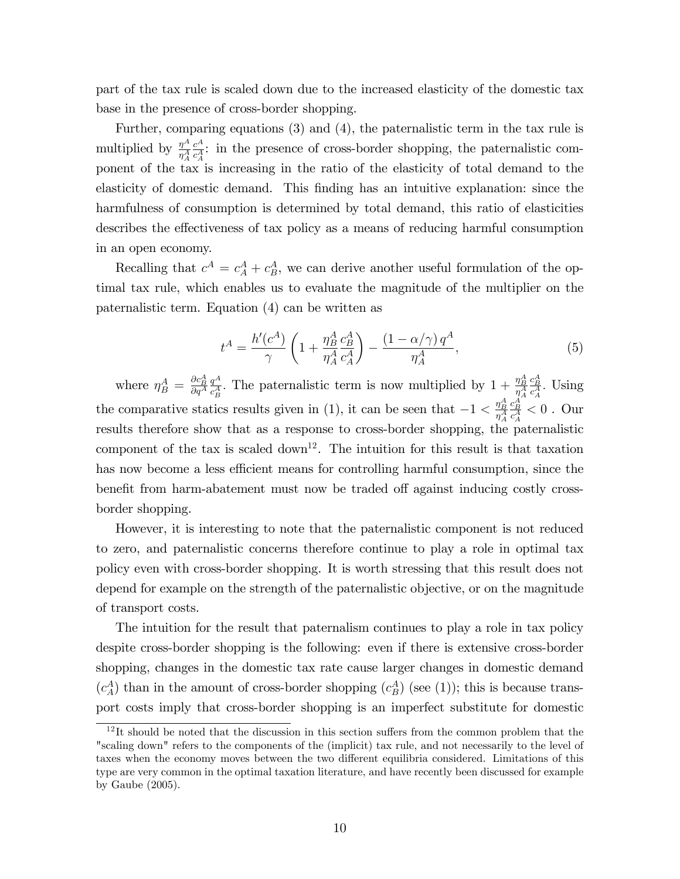part of the tax rule is scaled down due to the increased elasticity of the domestic tax base in the presence of cross-border shopping.

Further, comparing equations (3) and (4), the paternalistic term in the tax rule is multiplied by $\frac{\eta^A}{\eta_A^A}\frac{c^A}{c_A^A}$: in the presence of cross-border shopping, the paternalistic component of the tax is increasing in the ratio of the elasticity of total demand to the elasticity of domestic demand. This finding has an intuitive explanation: since the harmfulness of consumption is determined by total demand, this ratio of elasticities describes the effectiveness of tax policy as a means of reducing harmful consumption in an open economy.

Recalling that $c^A = c_A^A + c_B^A$, we can derive another useful formulation of the optimal tax rule, which enables us to evaluate the magnitude of the multiplier on the paternalistic term. Equation (4) can be written as

$$t^A = \frac{h'(c^A)}{\gamma}\left(1 + \frac{\eta_B^A}{\eta_A^A}\frac{c_B^A}{c_A^A}\right) - \frac{(1-\alpha/\gamma)\,q^A}{\eta_A^A}, \tag{5}$$

where $\eta_B^A = \frac{\partial c_B^A}{\partial q^A}\frac{q^A}{c_B^A}$. The paternalistic term is now multiplied by $1 + \frac{\eta_B^A}{\eta_A^A}\frac{c_B^A}{c_A^A}$. Using the comparative statics results given in (1), it can be seen that $-1 < \frac{\eta_B^A}{\eta_A^A}\frac{c_B^A}{c_A^A} < 0$ . Our results therefore show that as a response to cross-border shopping, the paternalistic component of the tax is scaled down[12]. The intuition for this result is that taxation has now become a less efficient means for controlling harmful consumption, since the benefit from harm-abatement must now be traded off against inducing costly cross-border shopping.

However, it is interesting to note that the paternalistic component is not reduced to zero, and paternalistic concerns therefore continue to play a role in optimal tax policy even with cross-border shopping. It is worth stressing that this result does not depend for example on the strength of the paternalistic objective, or on the magnitude of transport costs.

The intuition for the result that paternalism continues to play a role in tax policy despite cross-border shopping is the following: even if there is extensive cross-border shopping, changes in the domestic tax rate cause larger changes in domestic demand ($c_A^A$) than in the amount of cross-border shopping ($c_B^A$) (see (1)); this is because transport costs imply that cross-border shopping is an imperfect substitute for domestic

[12] It should be noted that the discussion in this section suffers from the common problem that the "scaling down" refers to the components of the (implicit) tax rule, and not necessarily to the level of taxes when the economy moves between the two different equilibria considered. Limitations of this type are very common in the optimal taxation literature, and have recently been discussed for example by Gaube (2005).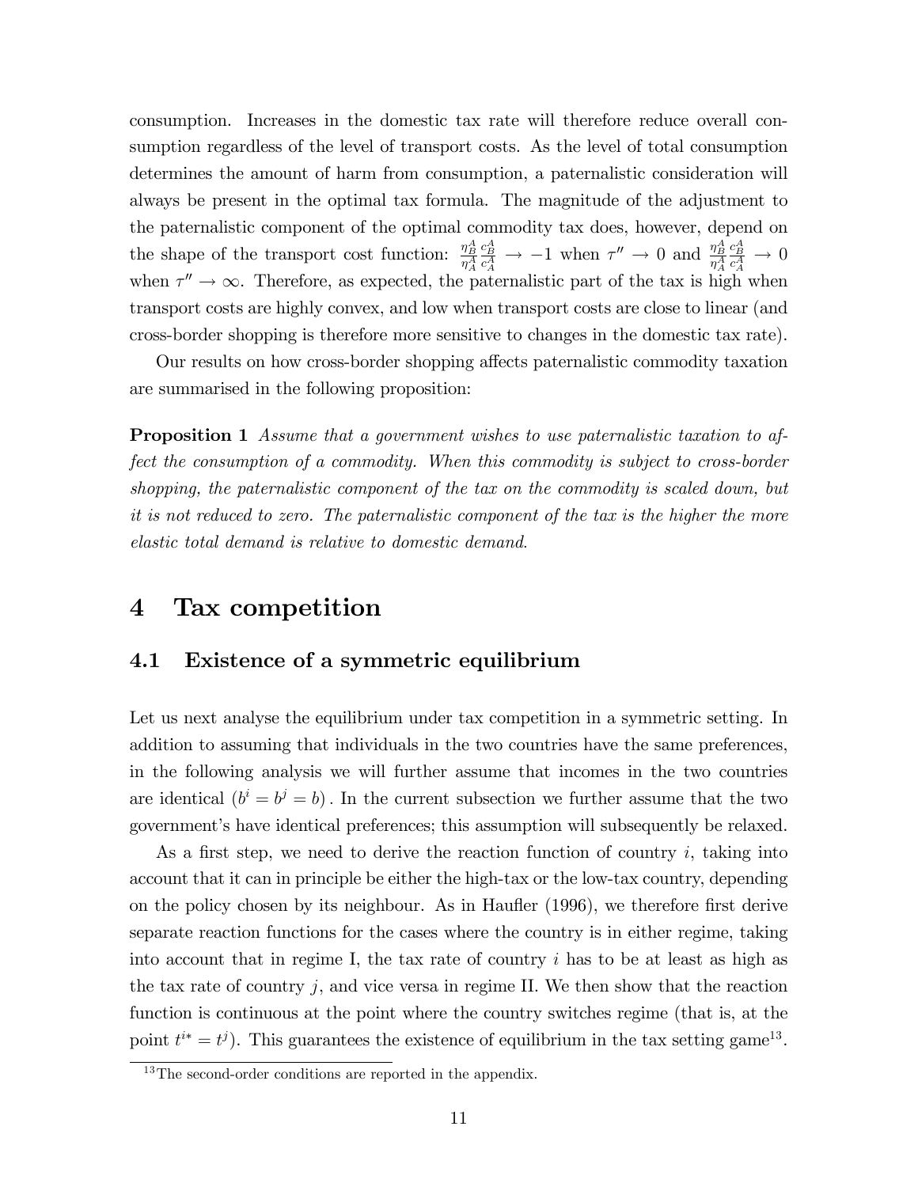consumption. Increases in the domestic tax rate will therefore reduce overall consumption regardless of the level of transport costs. As the level of total consumption determines the amount of harm from consumption, a paternalistic consideration will always be present in the optimal tax formula. The magnitude of the adjustment to the paternalistic component of the optimal commodity tax does, however, depend on the shape of the transport cost function: $\frac{\eta_B^A}{\eta_A^A}\frac{c_B^A}{c_A^A} \rightarrow -1$ when $\tau'' \rightarrow 0$ and $\frac{\eta_B^A}{\eta_A^A}\frac{c_B^A}{c_A^A} \rightarrow 0$ when $\tau'' \rightarrow \infty$. Therefore, as expected, the paternalistic part of the tax is high when transport costs are highly convex, and low when transport costs are close to linear (and cross-border shopping is therefore more sensitive to changes in the domestic tax rate).

Our results on how cross-border shopping affects paternalistic commodity taxation are summarised in the following proposition:

**Proposition 1** *Assume that a government wishes to use paternalistic taxation to affect the consumption of a commodity. When this commodity is subject to cross-border shopping, the paternalistic component of the tax on the commodity is scaled down, but it is not reduced to zero. The paternalistic component of the tax is the higher the more elastic total demand is relative to domestic demand.*

# 4 Tax competition

## 4.1 Existence of a symmetric equilibrium

Let us next analyse the equilibrium under tax competition in a symmetric setting. In addition to assuming that individuals in the two countries have the same preferences, in the following analysis we will further assume that incomes in the two countries are identical $(b^i = b^j = b)$. In the current subsection we further assume that the two government's have identical preferences; this assumption will subsequently be relaxed.

As a first step, we need to derive the reaction function of country $i$, taking into account that it can in principle be either the high-tax or the low-tax country, depending on the policy chosen by its neighbour. As in Haufler (1996), we therefore first derive separate reaction functions for the cases where the country is in either regime, taking into account that in regime I, the tax rate of country $i$ has to be at least as high as the tax rate of country $j$, and vice versa in regime II. We then show that the reaction function is continuous at the point where the country switches regime (that is, at the point $t^{i*} = t^j$). This guarantees the existence of equilibrium in the tax setting game[13].

[13] The second-order conditions are reported in the appendix.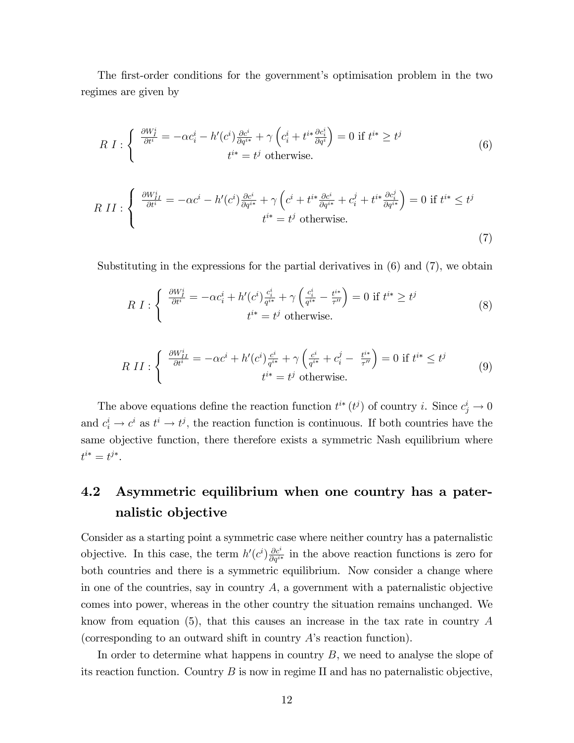The first-order conditions for the government's optimisation problem in the two regimes are given by

$$
R\ I : \begin{cases} \frac{\partial W_I^i}{\partial t^i} = -\alpha c_i^i - h'(c^i)\frac{\partial c^i}{\partial q^{i*}} + \gamma\left(c_i^i + t^{i*}\frac{\partial c_i^i}{\partial q^i}\right) = 0 \text{ if } t^{i*} \geq t^j \\ t^{i*} = t^j \text{ otherwise.} \end{cases} \tag{6}
$$

$$
R\ II : \begin{cases} \frac{\partial W_{II}^i}{\partial t^i} = -\alpha c^i - h'(c^i)\frac{\partial c^i}{\partial q^{i*}} + \gamma\left(c^i + t^{i*}\frac{\partial c^i}{\partial q^{i*}} + c_i^j + t^{i*}\frac{\partial c_i^j}{\partial q^{i*}}\right) = 0 \text{ if } t^{i*} \leq t^j \\ t^{i*} = t^j \text{ otherwise.} \end{cases} \tag{7}
$$

Substituting in the expressions for the partial derivatives in (6) and (7), we obtain

$$
R\ I : \begin{cases} \frac{\partial W_I^i}{\partial t^i} = -\alpha c_i^i + h'(c^i)\frac{c_i^i}{q^{i*}} + \gamma\left(\frac{c_i^i}{q^{i*}} - \frac{t^{i*}}{\tau''}\right) = 0 \text{ if } t^{i*} \geq t^j \\ t^{i*} = t^j \text{ otherwise.} \end{cases} \tag{8}
$$

$$
R\ II : \begin{cases} \frac{\partial W_{II}^i}{\partial t^i} = -\alpha c^i + h'(c^i)\frac{c^i}{q^{i*}} + \gamma\left(\frac{c^i}{q^{i*}} + c_i^j - \frac{t^{i*}}{\tau''}\right) = 0 \text{ if } t^{i*} \leq t^j \\ t^{i*} = t^j \text{ otherwise.} \end{cases} \tag{9}
$$

The above equations define the reaction function $t^{i*}(t^j)$ of country $i$. Since $c_j^i \to 0$ and $c_i^i \to c^i$ as $t^i \to t^j$, the reaction function is continuous. If both countries have the same objective function, there therefore exists a symmetric Nash equilibrium where $t^{i*} = t^{j*}$.

## 4.2 Asymmetric equilibrium when one country has a paternalistic objective

Consider as a starting point a symmetric case where neither country has a paternalistic objective. In this case, the term $h'(c^i)\frac{\partial c^i}{\partial q^{i*}}$ in the above reaction functions is zero for both countries and there is a symmetric equilibrium. Now consider a change where in one of the countries, say in country $A$, a government with a paternalistic objective comes into power, whereas in the other country the situation remains unchanged. We know from equation (5), that this causes an increase in the tax rate in country $A$ (corresponding to an outward shift in country $A$'s reaction function).

In order to determine what happens in country $B$, we need to analyse the slope of its reaction function. Country $B$ is now in regime II and has no paternalistic objective,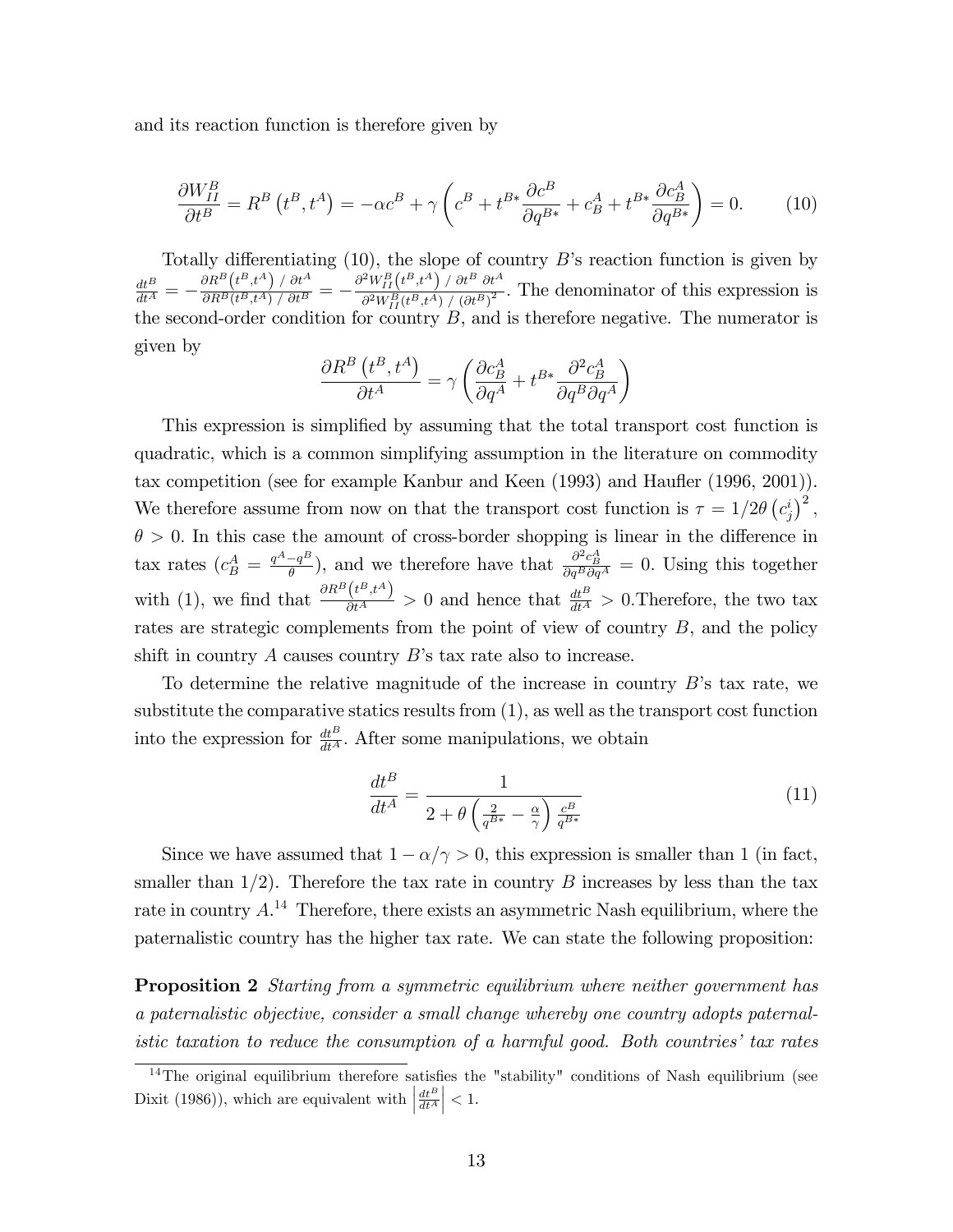and its reaction function is therefore given by

$$\frac{\partial W_{II}^{B}}{\partial t^{B}} = R^{B}\left(t^{B}, t^{A}\right) = -\alpha c^{B} + \gamma \left( c^{B} + t^{B*} \frac{\partial c^{B}}{\partial q^{B*}} + c_{B}^{A} + t^{B*} \frac{\partial c_{B}^{A}}{\partial q^{B*}} \right) = 0. \tag{10}$$

Totally differentiating (10), the slope of country $B$'s reaction function is given by $\frac{dt^B}{dt^A} = -\frac{\partial R^B\left(t^B, t^A\right) \,/\, \partial t^A}{\partial R^B\left(t^B, t^A\right) \,/\, \partial t^B} = -\frac{\partial^2 W_{II}^B\left(t^B, t^A\right) \,/\, \partial t^B \, \partial t^A}{\partial^2 W_{II}^B\left(t^B, t^A\right) \,/\, \left(\partial t^B\right)^2}$. The denominator of this expression is the second-order condition for country $B$, and is therefore negative. The numerator is given by

$$\frac{\partial R^{B}\left(t^{B}, t^{A}\right)}{\partial t^{A}} = \gamma \left( \frac{\partial c_{B}^{A}}{\partial q^{A}} + t^{B*} \frac{\partial^{2} c_{B}^{A}}{\partial q^{B} \partial q^{A}} \right)$$

This expression is simplified by assuming that the total transport cost function is quadratic, which is a common simplifying assumption in the literature on commodity tax competition (see for example Kanbur and Keen (1993) and Haufler (1996, 2001)). We therefore assume from now on that the transport cost function is $\tau = 1/2\theta \left(c_j^i\right)^2$, $\theta > 0$. In this case the amount of cross-border shopping is linear in the difference in tax rates ($c_B^A = \frac{q^A - q^B}{\theta}$), and we therefore have that $\frac{\partial^2 c_B^A}{\partial q^B \partial q^A} = 0$. Using this together with (1), we find that $\frac{\partial R^B\left(t^B, t^A\right)}{\partial t^A} > 0$ and hence that $\frac{dt^B}{dt^A} > 0$.Therefore, the two tax rates are strategic complements from the point of view of country $B$, and the policy shift in country $A$ causes country $B$'s tax rate also to increase.

To determine the relative magnitude of the increase in country $B$'s tax rate, we substitute the comparative statics results from (1), as well as the transport cost function into the expression for $\frac{dt^B}{dt^A}$. After some manipulations, we obtain

$$\frac{dt^{B}}{dt^{A}} = \frac{1}{2 + \theta \left( \frac{2}{q^{B*}} - \frac{\alpha}{\gamma} \right) \frac{c^{B}}{q^{B*}}} \tag{11}$$

Since we have assumed that $1 - \alpha/\gamma > 0$, this expression is smaller than 1 (in fact, smaller than 1/2). Therefore the tax rate in country $B$ increases by less than the tax rate in country $A$.[14] Therefore, there exists an asymmetric Nash equilibrium, where the paternalistic country has the higher tax rate. We can state the following proposition:

**Proposition 2** *Starting from a symmetric equilibrium where neither government has a paternalistic objective, consider a small change whereby one country adopts paternalistic taxation to reduce the consumption of a harmful good. Both countries' tax rates*

[14] The original equilibrium therefore satisfies the "stability" conditions of Nash equilibrium (see Dixit (1986)), which are equivalent with $\left|\frac{dt^B}{dt^A}\right| < 1$.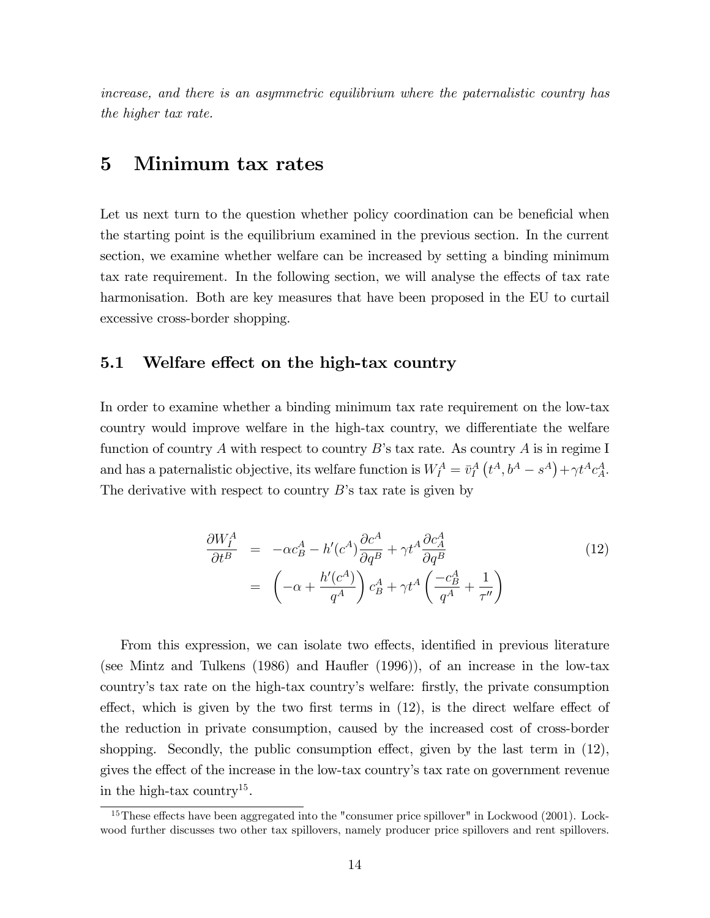*increase, and there is an asymmetric equilibrium where the paternalistic country has the higher tax rate.*

# 5 Minimum tax rates

Let us next turn to the question whether policy coordination can be beneficial when the starting point is the equilibrium examined in the previous section. In the current section, we examine whether welfare can be increased by setting a binding minimum tax rate requirement. In the following section, we will analyse the effects of tax rate harmonisation. Both are key measures that have been proposed in the EU to curtail excessive cross-border shopping.

## 5.1 Welfare effect on the high-tax country

In order to examine whether a binding minimum tax rate requirement on the low-tax country would improve welfare in the high-tax country, we differentiate the welfare function of country $A$ with respect to country $B$'s tax rate. As country $A$ is in regime I and has a paternalistic objective, its welfare function is $W_I^A = \bar{v}_I^A\left(t^A, b^A - s^A\right) + \gamma t^A c_A^A$. The derivative with respect to country $B$'s tax rate is given by

$$
\begin{aligned}
\frac{\partial W_I^A}{\partial t^B} &= -\alpha c_B^A - h'(c^A)\frac{\partial c^A}{\partial q^B} + \gamma t^A \frac{\partial c_A^A}{\partial q^B} \\
&= \left(-\alpha + \frac{h'(c^A)}{q^A}\right) c_B^A + \gamma t^A \left(\frac{-c_B^A}{q^A} + \frac{1}{\tau''}\right)
\end{aligned}
\tag{12}
$$

From this expression, we can isolate two effects, identified in previous literature (see Mintz and Tulkens (1986) and Haufler (1996)), of an increase in the low-tax country's tax rate on the high-tax country's welfare: firstly, the private consumption effect, which is given by the two first terms in (12), is the direct welfare effect of the reduction in private consumption, caused by the increased cost of cross-border shopping. Secondly, the public consumption effect, given by the last term in (12), gives the effect of the increase in the low-tax country's tax rate on government revenue in the high-tax country[15].

[15] These effects have been aggregated into the "consumer price spillover" in Lockwood (2001). Lockwood further discusses two other tax spillovers, namely producer price spillovers and rent spillovers.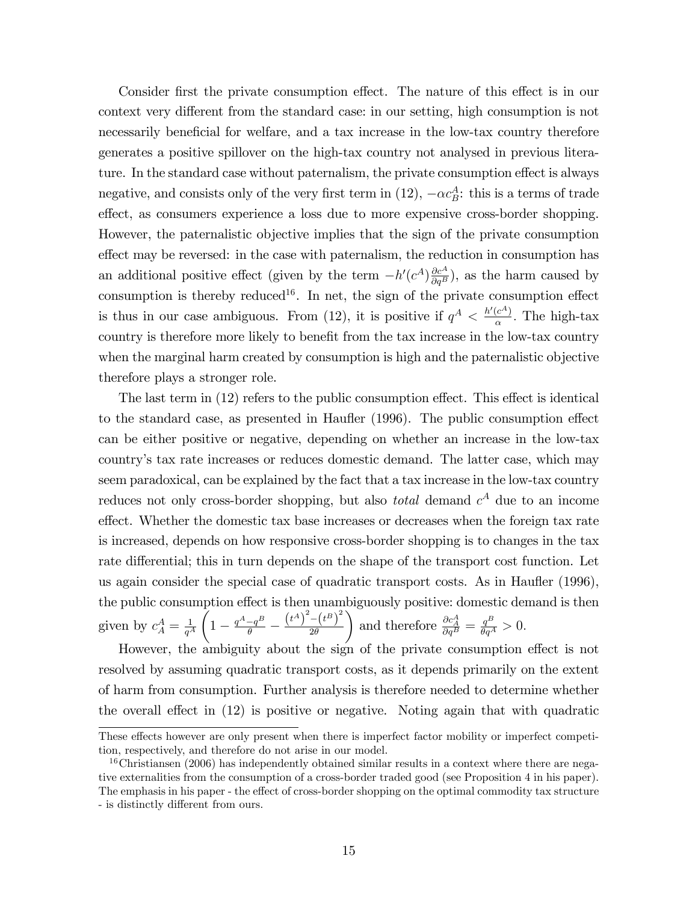Consider first the private consumption effect. The nature of this effect is in our context very different from the standard case: in our setting, high consumption is not necessarily beneficial for welfare, and a tax increase in the low-tax country therefore generates a positive spillover on the high-tax country not analysed in previous literature. In the standard case without paternalism, the private consumption effect is always negative, and consists only of the very first term in (12), $-\alpha c_B^A$: this is a terms of trade effect, as consumers experience a loss due to more expensive cross-border shopping. However, the paternalistic objective implies that the sign of the private consumption effect may be reversed: in the case with paternalism, the reduction in consumption has an additional positive effect (given by the term $-h'(c^A)\frac{\partial c^A}{\partial q^B}$), as the harm caused by consumption is thereby reduced[16]. In net, the sign of the private consumption effect is thus in our case ambiguous. From (12), it is positive if $q^A < \frac{h'(c^A)}{\alpha}$. The high-tax country is therefore more likely to benefit from the tax increase in the low-tax country when the marginal harm created by consumption is high and the paternalistic objective therefore plays a stronger role.

The last term in (12) refers to the public consumption effect. This effect is identical to the standard case, as presented in Haufler (1996). The public consumption effect can be either positive or negative, depending on whether an increase in the low-tax country's tax rate increases or reduces domestic demand. The latter case, which may seem paradoxical, can be explained by the fact that a tax increase in the low-tax country reduces not only cross-border shopping, but also *total* demand $c^A$ due to an income effect. Whether the domestic tax base increases or decreases when the foreign tax rate is increased, depends on how responsive cross-border shopping is to changes in the tax rate differential; this in turn depends on the shape of the transport cost function. Let us again consider the special case of quadratic transport costs. As in Haufler (1996), the public consumption effect is then unambiguously positive: domestic demand is then given by $c_A^A = \frac{1}{q^A}\left(1 - \frac{q^A - q^B}{\theta} - \frac{\left(t^A\right)^2 - \left(t^B\right)^2}{2\theta}\right)$ and therefore $\frac{\partial c_A^A}{\partial q^B} = \frac{q^B}{\theta q^A} > 0$.

However, the ambiguity about the sign of the private consumption effect is not resolved by assuming quadratic transport costs, as it depends primarily on the extent of harm from consumption. Further analysis is therefore needed to determine whether the overall effect in (12) is positive or negative. Noting again that with quadratic

---

These effects however are only present when there is imperfect factor mobility or imperfect competition, respectively, and therefore do not arise in our model.

[16] Christiansen (2006) has independently obtained similar results in a context where there are negative externalities from the consumption of a cross-border traded good (see Proposition 4 in his paper). The emphasis in his paper - the effect of cross-border shopping on the optimal commodity tax structure - is distinctly different from ours.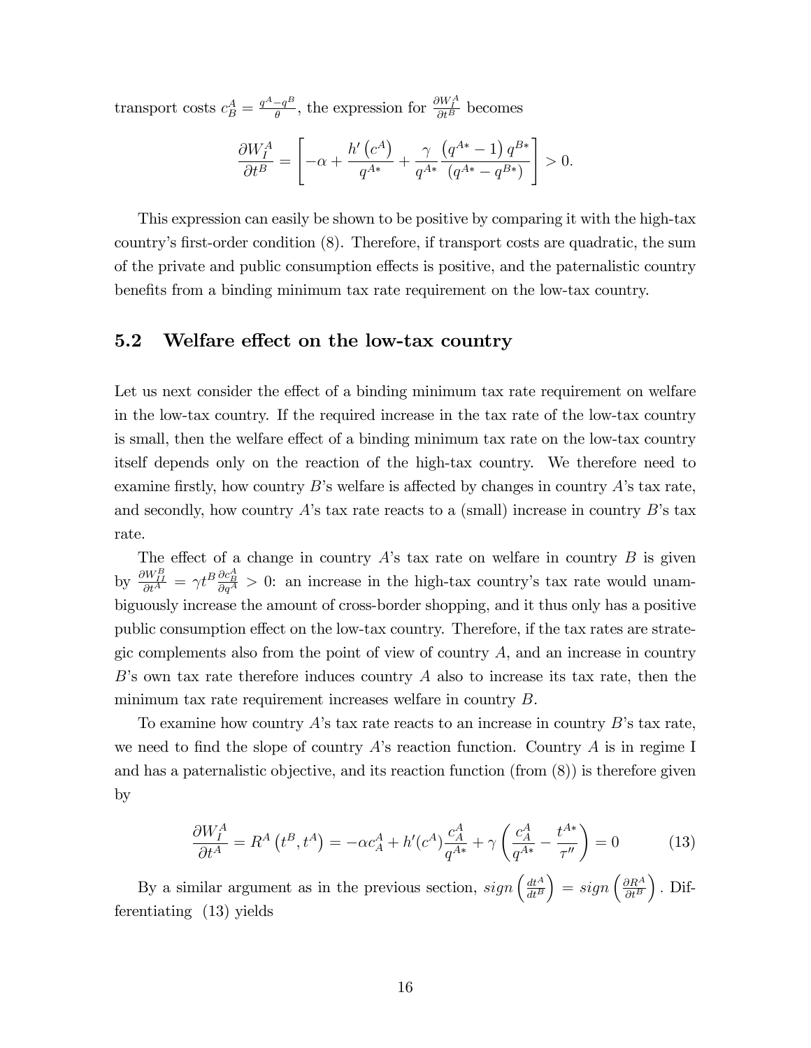transport costs $c_B^A = \frac{q^A - q^B}{\theta}$, the expression for $\frac{\partial W_I^A}{\partial t^B}$ becomes

$$\frac{\partial W_I^A}{\partial t^B} = \left[ -\alpha + \frac{h'\left(c^A\right)}{q^{A*}} + \frac{\gamma}{q^{A*}} \frac{\left(q^{A*} - 1\right) q^{B*}}{\left(q^{A*} - q^{B*}\right)} \right] > 0.$$

This expression can easily be shown to be positive by comparing it with the high-tax country's first-order condition (8). Therefore, if transport costs are quadratic, the sum of the private and public consumption effects is positive, and the paternalistic country benefits from a binding minimum tax rate requirement on the low-tax country.

## 5.2 Welfare effect on the low-tax country

Let us next consider the effect of a binding minimum tax rate requirement on welfare in the low-tax country. If the required increase in the tax rate of the low-tax country is small, then the welfare effect of a binding minimum tax rate on the low-tax country itself depends only on the reaction of the high-tax country. We therefore need to examine firstly, how country $B$'s welfare is affected by changes in country $A$'s tax rate, and secondly, how country $A$'s tax rate reacts to a (small) increase in country $B$'s tax rate.

The effect of a change in country $A$'s tax rate on welfare in country $B$ is given by $\frac{\partial W_{II}^B}{\partial t^A} = \gamma t^B \frac{\partial c_B^A}{\partial q^A} > 0$: an increase in the high-tax country's tax rate would unambiguously increase the amount of cross-border shopping, and it thus only has a positive public consumption effect on the low-tax country. Therefore, if the tax rates are strategic complements also from the point of view of country $A$, and an increase in country $B$'s own tax rate therefore induces country $A$ also to increase its tax rate, then the minimum tax rate requirement increases welfare in country $B$.

To examine how country $A$'s tax rate reacts to an increase in country $B$'s tax rate, we need to find the slope of country $A$'s reaction function. Country $A$ is in regime I and has a paternalistic objective, and its reaction function (from (8)) is therefore given by

$$\frac{\partial W_I^A}{\partial t^A} = R^A\left(t^B, t^A\right) = -\alpha c_A^A + h'(c^A) \frac{c_A^A}{q^{A*}} + \gamma \left( \frac{c_A^A}{q^{A*}} - \frac{t^{A*}}{\tau''} \right) = 0 \tag{13}$$

By a similar argument as in the previous section, $sign\left(\frac{dt^A}{dt^B}\right) = sign\left(\frac{\partial R^A}{\partial t^B}\right)$. Differentiating (13) yields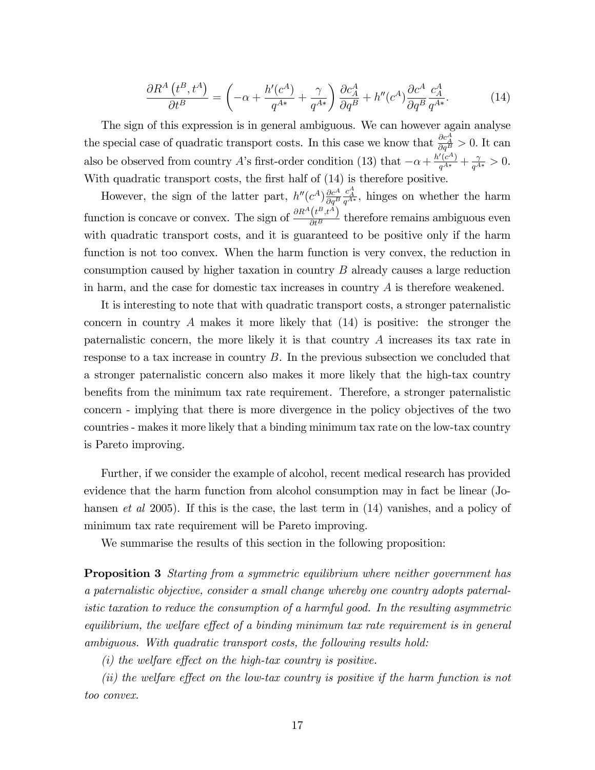$$\frac{\partial R^{A}\left(t^{B},t^{A}\right)}{\partial t^{B}}=\left(-\alpha+\frac{h'(c^{A})}{q^{A*}}+\frac{\gamma}{q^{A*}}\right)\frac{\partial c_{A}^{A}}{\partial q^{B}}+h''(c^{A})\frac{\partial c^{A}}{\partial q^{B}}\frac{c_{A}^{A}}{q^{A*}}. \tag{14}$$

The sign of this expression is in general ambiguous. We can however again analyse the special case of quadratic transport costs. In this case we know that $\frac{\partial c_{A}^{A}}{\partial q^{B}}>0$. It can also be observed from country $A$'s first-order condition (13) that $-\alpha+\frac{h'(c^{A})}{q^{A*}}+\frac{\gamma}{q^{A*}}>0$. With quadratic transport costs, the first half of (14) is therefore positive.

However, the sign of the latter part, $h''(c^{A})\frac{\partial c^{A}}{\partial q^{B}}\frac{c_{A}^{A}}{q^{A*}}$, hinges on whether the harm function is concave or convex. The sign of $\frac{\partial R^{A}\left(t^{B},t^{A}\right)}{\partial t^{B}}$ therefore remains ambiguous even with quadratic transport costs, and it is guaranteed to be positive only if the harm function is not too convex. When the harm function is very convex, the reduction in consumption caused by higher taxation in country $B$ already causes a large reduction in harm, and the case for domestic tax increases in country $A$ is therefore weakened.

It is interesting to note that with quadratic transport costs, a stronger paternalistic concern in country $A$ makes it more likely that (14) is positive: the stronger the paternalistic concern, the more likely it is that country $A$ increases its tax rate in response to a tax increase in country $B$. In the previous subsection we concluded that a stronger paternalistic concern also makes it more likely that the high-tax country benefits from the minimum tax rate requirement. Therefore, a stronger paternalistic concern - implying that there is more divergence in the policy objectives of the two countries - makes it more likely that a binding minimum tax rate on the low-tax country is Pareto improving.

Further, if we consider the example of alcohol, recent medical research has provided evidence that the harm function from alcohol consumption may in fact be linear (Johansen *et al* 2005). If this is the case, the last term in (14) vanishes, and a policy of minimum tax rate requirement will be Pareto improving.

We summarise the results of this section in the following proposition:

**Proposition 3** *Starting from a symmetric equilibrium where neither government has a paternalistic objective, consider a small change whereby one country adopts paternalistic taxation to reduce the consumption of a harmful good. In the resulting asymmetric equilibrium, the welfare effect of a binding minimum tax rate requirement is in general ambiguous. With quadratic transport costs, the following results hold:*

*(i) the welfare effect on the high-tax country is positive.*

*(ii) the welfare effect on the low-tax country is positive if the harm function is not too convex.*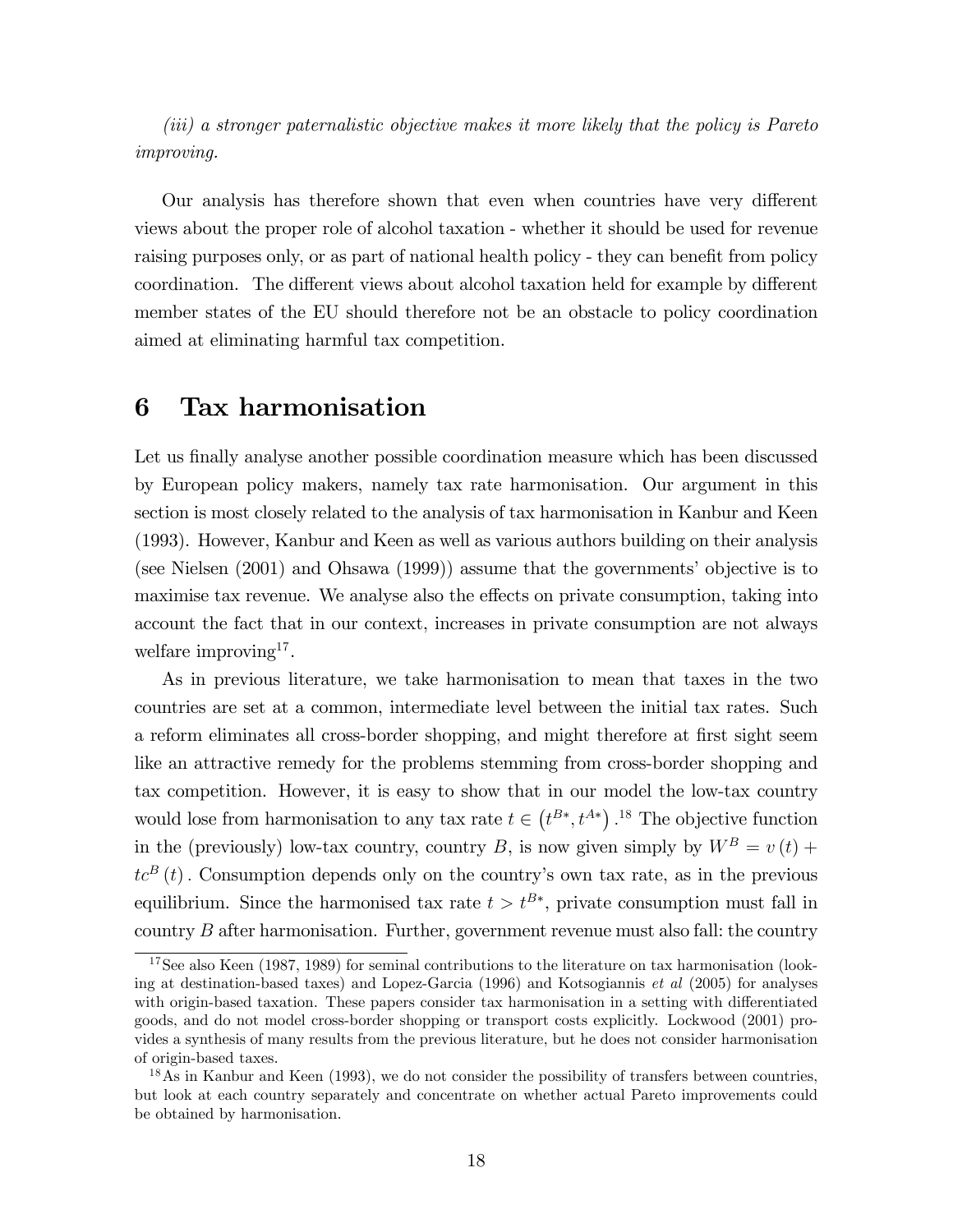*(iii) a stronger paternalistic objective makes it more likely that the policy is Pareto improving.*

Our analysis has therefore shown that even when countries have very different views about the proper role of alcohol taxation - whether it should be used for revenue raising purposes only, or as part of national health policy - they can benefit from policy coordination. The different views about alcohol taxation held for example by different member states of the EU should therefore not be an obstacle to policy coordination aimed at eliminating harmful tax competition.

# 6 Tax harmonisation

Let us finally analyse another possible coordination measure which has been discussed by European policy makers, namely tax rate harmonisation. Our argument in this section is most closely related to the analysis of tax harmonisation in Kanbur and Keen (1993). However, Kanbur and Keen as well as various authors building on their analysis (see Nielsen (2001) and Ohsawa (1999)) assume that the governments' objective is to maximise tax revenue. We analyse also the effects on private consumption, taking into account the fact that in our context, increases in private consumption are not always welfare improving[17].

As in previous literature, we take harmonisation to mean that taxes in the two countries are set at a common, intermediate level between the initial tax rates. Such a reform eliminates all cross-border shopping, and might therefore at first sight seem like an attractive remedy for the problems stemming from cross-border shopping and tax competition. However, it is easy to show that in our model the low-tax country would lose from harmonisation to any tax rate $t \in \left(t^{B*}, t^{A*}\right)$.[18] The objective function in the (previously) low-tax country, country $B$, is now given simply by $W^B = v(t) + tc^B(t)$. Consumption depends only on the country's own tax rate, as in the previous equilibrium. Since the harmonised tax rate $t > t^{B*}$, private consumption must fall in country $B$ after harmonisation. Further, government revenue must also fall: the country

[17] See also Keen (1987, 1989) for seminal contributions to the literature on tax harmonisation (looking at destination-based taxes) and Lopez-Garcia (1996) and Kotsogiannis *et al* (2005) for analyses with origin-based taxation. These papers consider tax harmonisation in a setting with differentiated goods, and do not model cross-border shopping or transport costs explicitly. Lockwood (2001) provides a synthesis of many results from the previous literature, but he does not consider harmonisation of origin-based taxes.

[18] As in Kanbur and Keen (1993), we do not consider the possibility of transfers between countries, but look at each country separately and concentrate on whether actual Pareto improvements could be obtained by harmonisation.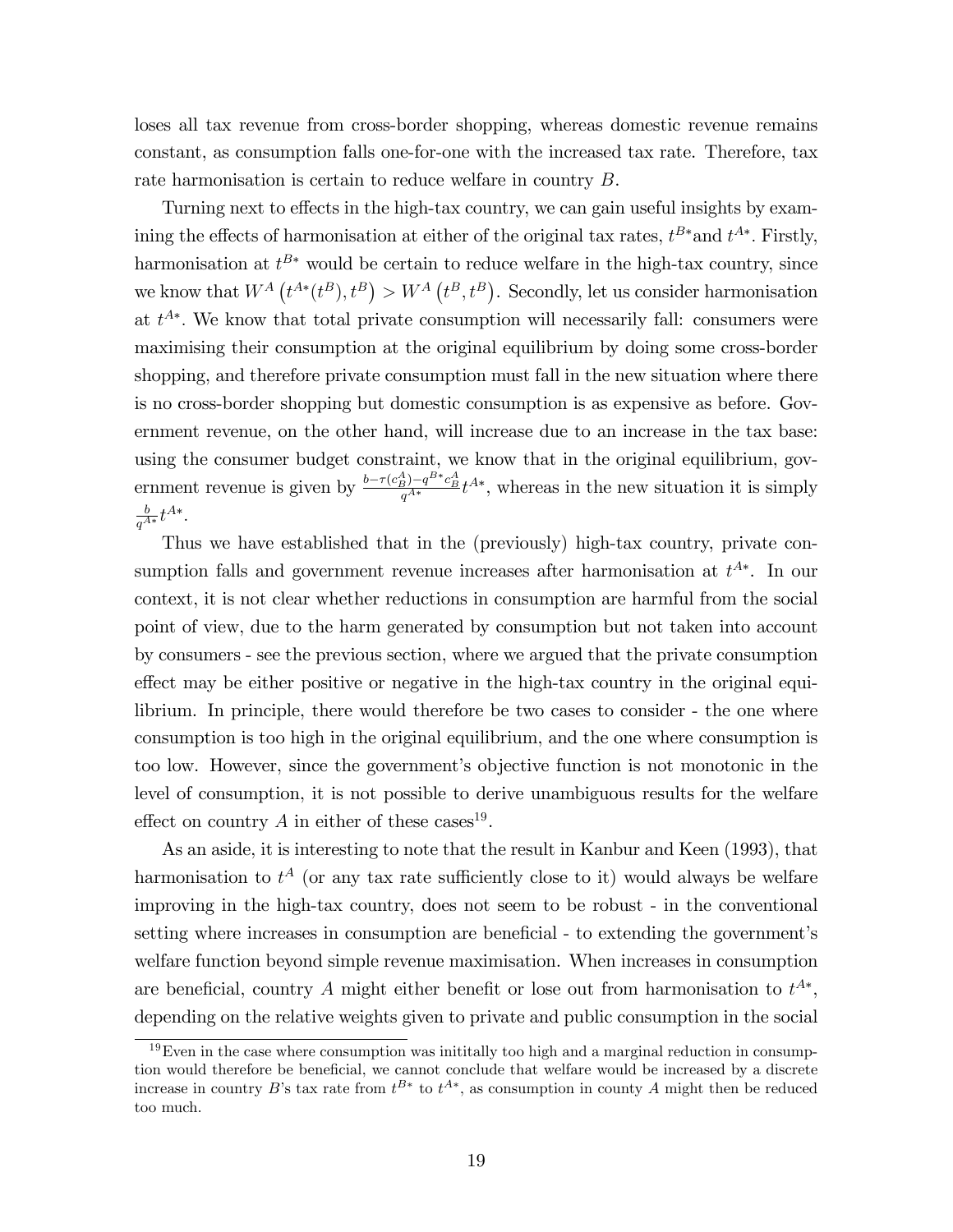loses all tax revenue from cross-border shopping, whereas domestic revenue remains constant, as consumption falls one-for-one with the increased tax rate. Therefore, tax rate harmonisation is certain to reduce welfare in country $B$.

Turning next to effects in the high-tax country, we can gain useful insights by examining the effects of harmonisation at either of the original tax rates, $t^{B*}$and $t^{A*}$. Firstly, harmonisation at $t^{B*}$ would be certain to reduce welfare in the high-tax country, since we know that $W^A\left(t^{A*}(t^B), t^B\right) > W^A\left(t^B, t^B\right)$. Secondly, let us consider harmonisation at $t^{A*}$. We know that total private consumption will necessarily fall: consumers were maximising their consumption at the original equilibrium by doing some cross-border shopping, and therefore private consumption must fall in the new situation where there is no cross-border shopping but domestic consumption is as expensive as before. Government revenue, on the other hand, will increase due to an increase in the tax base: using the consumer budget constraint, we know that in the original equilibrium, government revenue is given by $\frac{b-\tau(c_B^A)-q^{B*}c_B^A}{q^{A*}}t^{A*}$, whereas in the new situation it is simply $\frac{b}{q^{A*}}t^{A*}$.

Thus we have established that in the (previously) high-tax country, private consumption falls and government revenue increases after harmonisation at $t^{A*}$. In our context, it is not clear whether reductions in consumption are harmful from the social point of view, due to the harm generated by consumption but not taken into account by consumers - see the previous section, where we argued that the private consumption effect may be either positive or negative in the high-tax country in the original equilibrium. In principle, there would therefore be two cases to consider - the one where consumption is too high in the original equilibrium, and the one where consumption is too low. However, since the government's objective function is not monotonic in the level of consumption, it is not possible to derive unambiguous results for the welfare effect on country $A$ in either of these cases[19].

As an aside, it is interesting to note that the result in Kanbur and Keen (1993), that harmonisation to $t^A$ (or any tax rate sufficiently close to it) would always be welfare improving in the high-tax country, does not seem to be robust - in the conventional setting where increases in consumption are beneficial - to extending the government's welfare function beyond simple revenue maximisation. When increases in consumption are beneficial, country $A$ might either benefit or lose out from harmonisation to $t^{A*}$, depending on the relative weights given to private and public consumption in the social

[19] Even in the case where consumption was inititally too high and a marginal reduction in consumption would therefore be beneficial, we cannot conclude that welfare would be increased by a discrete increase in country $B$'s tax rate from $t^{B*}$ to $t^{A*}$, as consumption in county $A$ might then be reduced too much.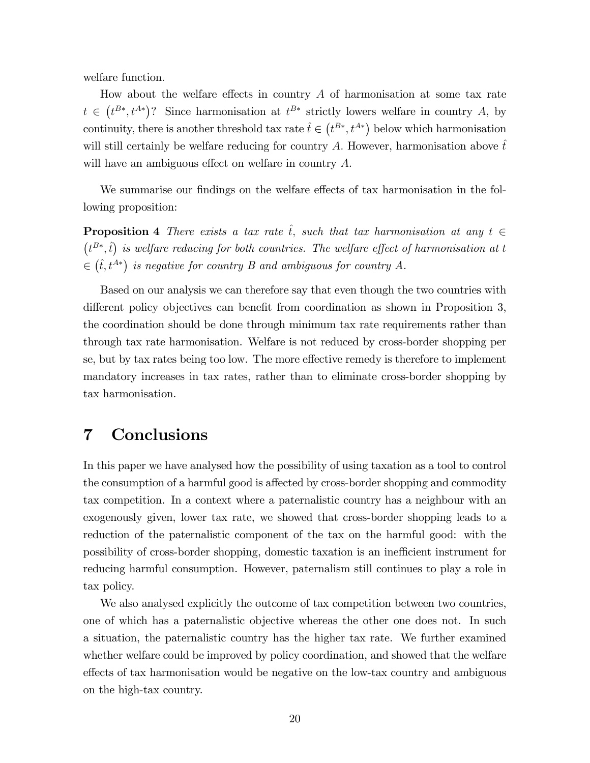welfare function.

How about the welfare effects in country $A$ of harmonisation at some tax rate $t \in \left(t^{B*}, t^{A*}\right)$? Since harmonisation at $t^{B*}$ strictly lowers welfare in country $A$, by continuity, there is another threshold tax rate $\hat{t} \in \left(t^{B*}, t^{A*}\right)$ below which harmonisation will still certainly be welfare reducing for country $A$. However, harmonisation above $\hat{t}$ will have an ambiguous effect on welfare in country $A$.

We summarise our findings on the welfare effects of tax harmonisation in the following proposition:

**Proposition 4** *There exists a tax rate $\hat{t}$, such that tax harmonisation at any $t \in \left(t^{B*}, \hat{t}\right)$ is welfare reducing for both countries. The welfare effect of harmonisation at $t \in \left(\hat{t}, t^{A*}\right)$ is negative for country $B$ and ambiguous for country $A$.*

Based on our analysis we can therefore say that even though the two countries with different policy objectives can benefit from coordination as shown in Proposition 3, the coordination should be done through minimum tax rate requirements rather than through tax rate harmonisation. Welfare is not reduced by cross-border shopping per se, but by tax rates being too low. The more effective remedy is therefore to implement mandatory increases in tax rates, rather than to eliminate cross-border shopping by tax harmonisation.

# 7 Conclusions

In this paper we have analysed how the possibility of using taxation as a tool to control the consumption of a harmful good is affected by cross-border shopping and commodity tax competition. In a context where a paternalistic country has a neighbour with an exogenously given, lower tax rate, we showed that cross-border shopping leads to a reduction of the paternalistic component of the tax on the harmful good: with the possibility of cross-border shopping, domestic taxation is an inefficient instrument for reducing harmful consumption. However, paternalism still continues to play a role in tax policy.

We also analysed explicitly the outcome of tax competition between two countries, one of which has a paternalistic objective whereas the other one does not. In such a situation, the paternalistic country has the higher tax rate. We further examined whether welfare could be improved by policy coordination, and showed that the welfare effects of tax harmonisation would be negative on the low-tax country and ambiguous on the high-tax country.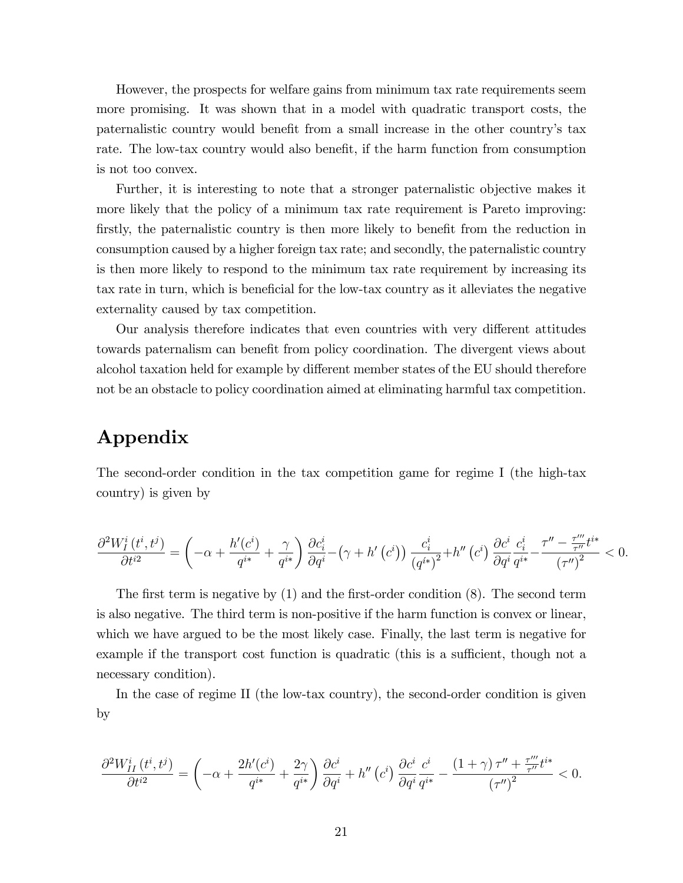However, the prospects for welfare gains from minimum tax rate requirements seem more promising. It was shown that in a model with quadratic transport costs, the paternalistic country would benefit from a small increase in the other country's tax rate. The low-tax country would also benefit, if the harm function from consumption is not too convex.

Further, it is interesting to note that a stronger paternalistic objective makes it more likely that the policy of a minimum tax rate requirement is Pareto improving: firstly, the paternalistic country is then more likely to benefit from the reduction in consumption caused by a higher foreign tax rate; and secondly, the paternalistic country is then more likely to respond to the minimum tax rate requirement by increasing its tax rate in turn, which is beneficial for the low-tax country as it alleviates the negative externality caused by tax competition.

Our analysis therefore indicates that even countries with very different attitudes towards paternalism can benefit from policy coordination. The divergent views about alcohol taxation held for example by different member states of the EU should therefore not be an obstacle to policy coordination aimed at eliminating harmful tax competition.

# Appendix

The second-order condition in the tax competition game for regime I (the high-tax country) is given by

$$\frac{\partial^2 W_I^i\left(t^i,t^j\right)}{\partial t^{i2}} = \left(-\alpha + \frac{h'(c^i)}{q^{i*}} + \frac{\gamma}{q^{i*}}\right)\frac{\partial c_i^i}{\partial q^i} - \left(\gamma + h'\left(c^i\right)\right)\frac{c_i^i}{\left(q^{i*}\right)^2} + h''\left(c^i\right)\frac{\partial c^i}{\partial q^i}\frac{c_i^i}{q^{i*}} - \frac{\tau'' - \frac{\tau'''}{\tau''}t^{i*}}{\left(\tau''\right)^2} < 0.$$

The first term is negative by (1) and the first-order condition (8). The second term is also negative. The third term is non-positive if the harm function is convex or linear, which we have argued to be the most likely case. Finally, the last term is negative for example if the transport cost function is quadratic (this is a sufficient, though not a necessary condition).

In the case of regime II (the low-tax country), the second-order condition is given by

$$\frac{\partial^2 W_{II}^i\left(t^i,t^j\right)}{\partial t^{i2}} = \left(-\alpha + \frac{2h'(c^i)}{q^{i*}} + \frac{2\gamma}{q^{i*}}\right)\frac{\partial c^i}{\partial q^i} + h''\left(c^i\right)\frac{\partial c^i}{\partial q^i}\frac{c^i}{q^{i*}} - \frac{\left(1+\gamma\right)\tau'' + \frac{\tau'''}{\tau''}t^{i*}}{\left(\tau''\right)^2} < 0.$$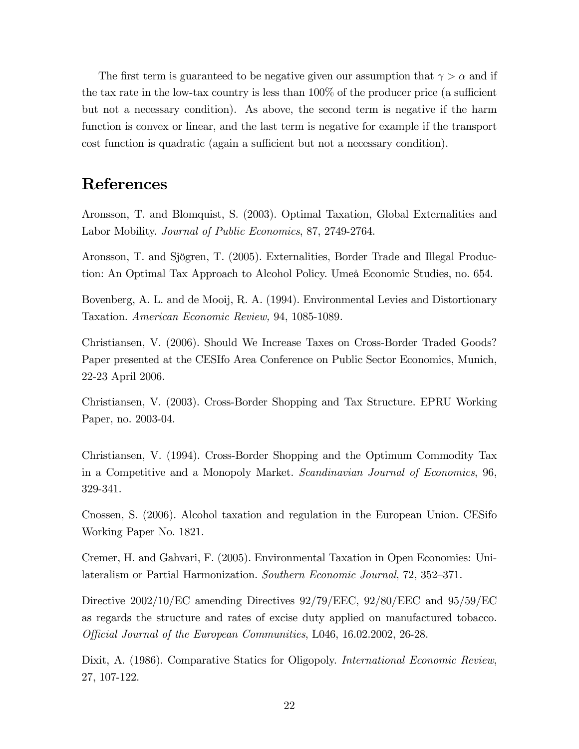The first term is guaranteed to be negative given our assumption that $\gamma > \alpha$ and if the tax rate in the low-tax country is less than 100% of the producer price (a sufficient but not a necessary condition). As above, the second term is negative if the harm function is convex or linear, and the last term is negative for example if the transport cost function is quadratic (again a sufficient but not a necessary condition).

# References

Aronsson, T. and Blomquist, S. (2003). Optimal Taxation, Global Externalities and Labor Mobility. *Journal of Public Economics*, 87, 2749-2764.

Aronsson, T. and Sjögren, T. (2005). Externalities, Border Trade and Illegal Production: An Optimal Tax Approach to Alcohol Policy. Umeå Economic Studies, no. 654.

Bovenberg, A. L. and de Mooij, R. A. (1994). Environmental Levies and Distortionary Taxation. *American Economic Review,* 94, 1085-1089.

Christiansen, V. (2006). Should We Increase Taxes on Cross-Border Traded Goods? Paper presented at the CESIfo Area Conference on Public Sector Economics, Munich, 22-23 April 2006.

Christiansen, V. (2003). Cross-Border Shopping and Tax Structure. EPRU Working Paper, no. 2003-04.

Christiansen, V. (1994). Cross-Border Shopping and the Optimum Commodity Tax in a Competitive and a Monopoly Market. *Scandinavian Journal of Economics*, 96, 329-341.

Cnossen, S. (2006). Alcohol taxation and regulation in the European Union. CESifo Working Paper No. 1821.

Cremer, H. and Gahvari, F. (2005). Environmental Taxation in Open Economies: Unilateralism or Partial Harmonization. *Southern Economic Journal*, 72, 352–371.

Directive 2002/10/EC amending Directives 92/79/EEC, 92/80/EEC and 95/59/EC as regards the structure and rates of excise duty applied on manufactured tobacco. *Official Journal of the European Communities*, L046, 16.02.2002, 26-28.

Dixit, A. (1986). Comparative Statics for Oligopoly. *International Economic Review*, 27, 107-122.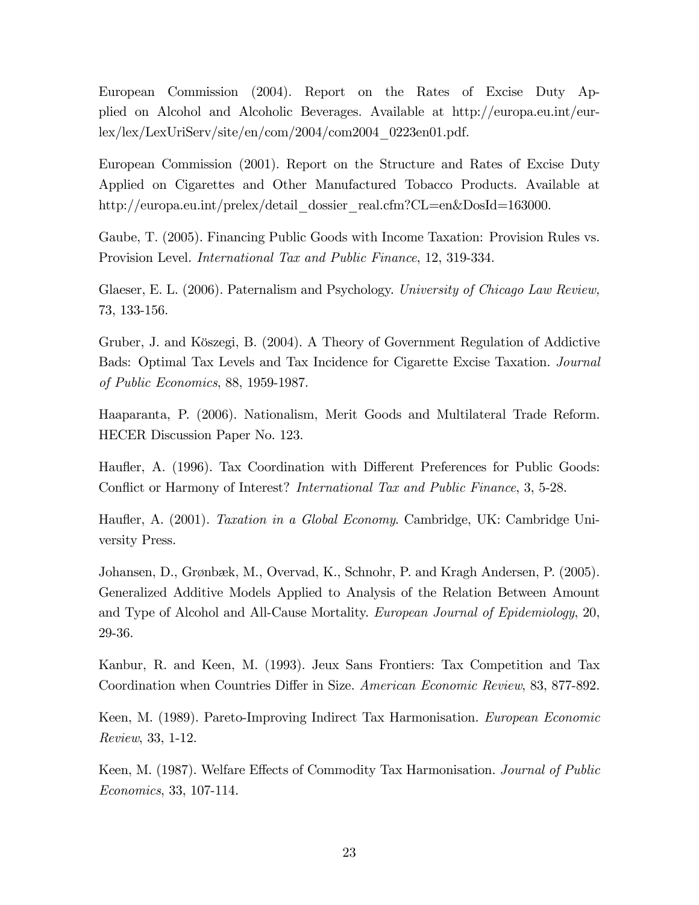European Commission (2004). Report on the Rates of Excise Duty Applied on Alcohol and Alcoholic Beverages. Available at http://europa.eu.int/eur-lex/lex/LexUriServ/site/en/com/2004/com2004_0223en01.pdf.

European Commission (2001). Report on the Structure and Rates of Excise Duty Applied on Cigarettes and Other Manufactured Tobacco Products. Available at http://europa.eu.int/prelex/detail_dossier_real.cfm?CL=en&DosId=163000.

Gaube, T. (2005). Financing Public Goods with Income Taxation: Provision Rules vs. Provision Level. *International Tax and Public Finance*, 12, 319-334.

Glaeser, E. L. (2006). Paternalism and Psychology. *University of Chicago Law Review,* 73, 133-156.

Gruber, J. and Köszegi, B. (2004). A Theory of Government Regulation of Addictive Bads: Optimal Tax Levels and Tax Incidence for Cigarette Excise Taxation. *Journal of Public Economics*, 88, 1959-1987.

Haaparanta, P. (2006). Nationalism, Merit Goods and Multilateral Trade Reform. HECER Discussion Paper No. 123.

Haufler, A. (1996). Tax Coordination with Different Preferences for Public Goods: Conflict or Harmony of Interest? *International Tax and Public Finance*, 3, 5-28.

Haufler, A. (2001). *Taxation in a Global Economy*. Cambridge, UK: Cambridge University Press.

Johansen, D., Grønbæk, M., Overvad, K., Schnohr, P. and Kragh Andersen, P. (2005). Generalized Additive Models Applied to Analysis of the Relation Between Amount and Type of Alcohol and All-Cause Mortality. *European Journal of Epidemiology*, 20, 29-36.

Kanbur, R. and Keen, M. (1993). Jeux Sans Frontiers: Tax Competition and Tax Coordination when Countries Differ in Size. *American Economic Review*, 83, 877-892.

Keen, M. (1989). Pareto-Improving Indirect Tax Harmonisation. *European Economic Review*, 33, 1-12.

Keen, M. (1987). Welfare Effects of Commodity Tax Harmonisation. *Journal of Public Economics*, 33, 107-114.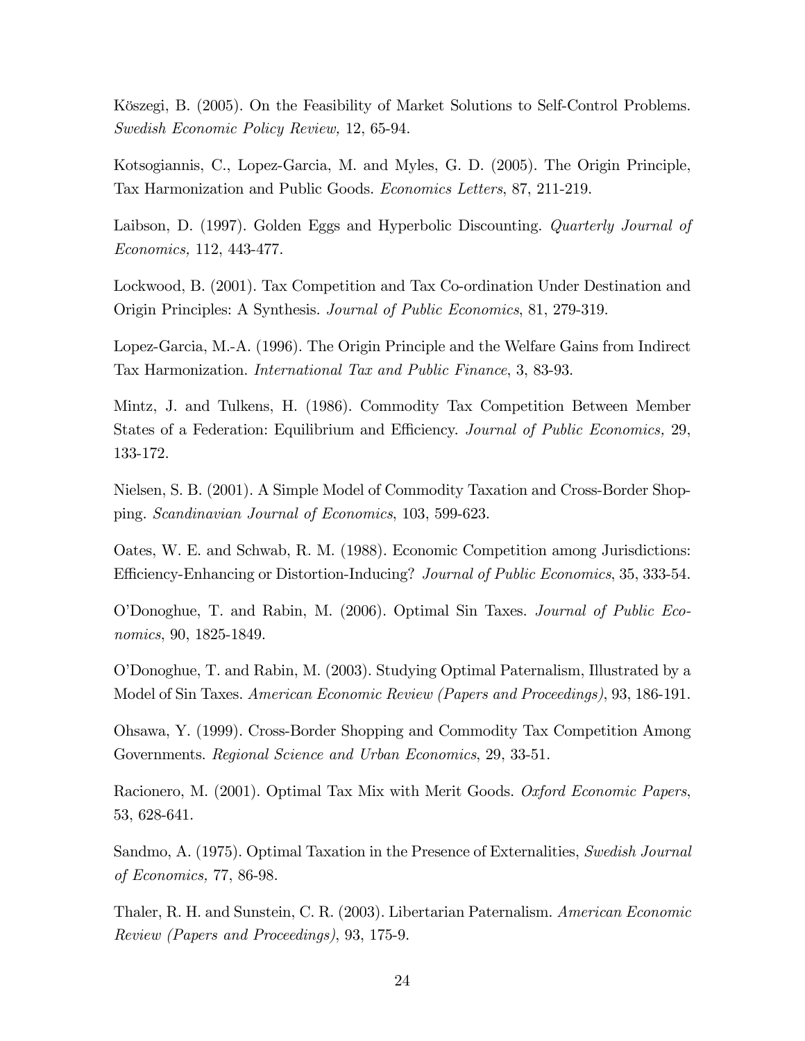Köszegi, B. (2005). On the Feasibility of Market Solutions to Self-Control Problems. *Swedish Economic Policy Review,* 12, 65-94.

Kotsogiannis, C., Lopez-Garcia, M. and Myles, G. D. (2005). The Origin Principle, Tax Harmonization and Public Goods. *Economics Letters*, 87, 211-219.

Laibson, D. (1997). Golden Eggs and Hyperbolic Discounting. *Quarterly Journal of Economics,* 112, 443-477.

Lockwood, B. (2001). Tax Competition and Tax Co-ordination Under Destination and Origin Principles: A Synthesis. *Journal of Public Economics*, 81, 279-319.

Lopez-Garcia, M.-A. (1996). The Origin Principle and the Welfare Gains from Indirect Tax Harmonization. *International Tax and Public Finance*, 3, 83-93.

Mintz, J. and Tulkens, H. (1986). Commodity Tax Competition Between Member States of a Federation: Equilibrium and Efficiency. *Journal of Public Economics,* 29, 133-172.

Nielsen, S. B. (2001). A Simple Model of Commodity Taxation and Cross-Border Shopping. *Scandinavian Journal of Economics*, 103, 599-623.

Oates, W. E. and Schwab, R. M. (1988). Economic Competition among Jurisdictions: Efficiency-Enhancing or Distortion-Inducing? *Journal of Public Economics*, 35, 333-54.

O'Donoghue, T. and Rabin, M. (2006). Optimal Sin Taxes. *Journal of Public Economics*, 90, 1825-1849.

O'Donoghue, T. and Rabin, M. (2003). Studying Optimal Paternalism, Illustrated by a Model of Sin Taxes. *American Economic Review (Papers and Proceedings)*, 93, 186-191.

Ohsawa, Y. (1999). Cross-Border Shopping and Commodity Tax Competition Among Governments. *Regional Science and Urban Economics*, 29, 33-51.

Racionero, M. (2001). Optimal Tax Mix with Merit Goods. *Oxford Economic Papers*, 53, 628-641.

Sandmo, A. (1975). Optimal Taxation in the Presence of Externalities, *Swedish Journal of Economics,* 77, 86-98.

Thaler, R. H. and Sunstein, C. R. (2003). Libertarian Paternalism. *American Economic Review (Papers and Proceedings)*, 93, 175-9.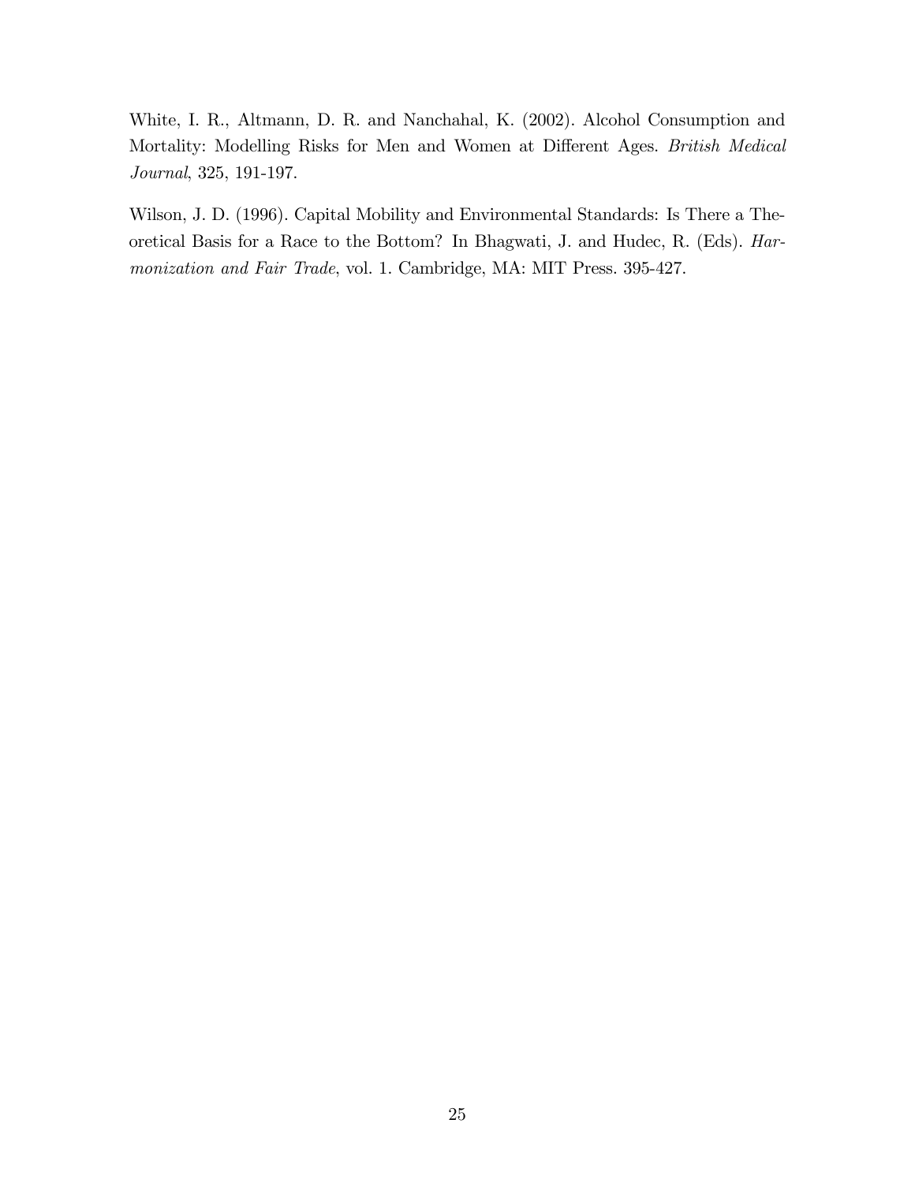White, I. R., Altmann, D. R. and Nanchahal, K. (2002). Alcohol Consumption and Mortality: Modelling Risks for Men and Women at Different Ages. *British Medical Journal*, 325, 191-197.

Wilson, J. D. (1996). Capital Mobility and Environmental Standards: Is There a Theoretical Basis for a Race to the Bottom? In Bhagwati, J. and Hudec, R. (Eds). *Harmonization and Fair Trade*, vol. 1. Cambridge, MA: MIT Press. 395-427.